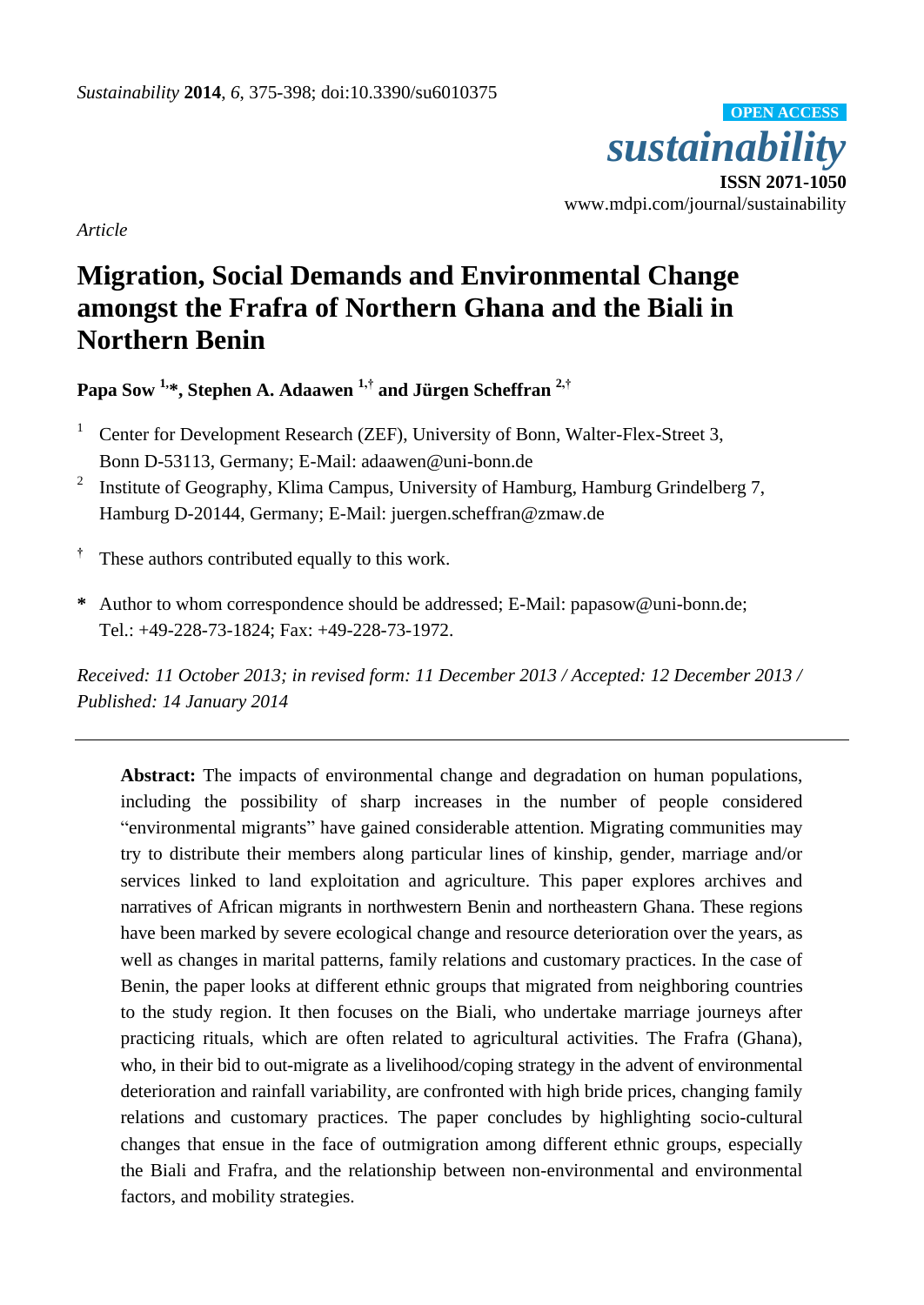Article

# Migration, Social Demands and Environmental Change amongst the Frafra of Northern Ghana and the Biali in Northern Benin

**Papa Sow [1,*], Stephen A. Adaawen [1,†] and Jürgen Scheffran [2,†]**

[1] Center for Development Research (ZEF), University of Bonn, Walter-Flex-Street 3, Bonn D-53113, Germany; E-Mail: adaawen@uni-bonn.de

[2] Institute of Geography, Klima Campus, University of Hamburg, Hamburg Grindelberg 7, Hamburg D-20144, Germany; E-Mail: juergen.scheffran@zmaw.de

† These authors contributed equally to this work.

* Author to whom correspondence should be addressed; E-Mail: papasow@uni-bonn.de; Tel.: +49-228-73-1824; Fax: +49-228-73-1972.

*Received: 11 October 2013; in revised form: 11 December 2013 / Accepted: 12 December 2013 / Published: 14 January 2014*

---

**Abstract:** The impacts of environmental change and degradation on human populations, including the possibility of sharp increases in the number of people considered "environmental migrants" have gained considerable attention. Migrating communities may try to distribute their members along particular lines of kinship, gender, marriage and/or services linked to land exploitation and agriculture. This paper explores archives and narratives of African migrants in northwestern Benin and northeastern Ghana. These regions have been marked by severe ecological change and resource deterioration over the years, as well as changes in marital patterns, family relations and customary practices. In the case of Benin, the paper looks at different ethnic groups that migrated from neighboring countries to the study region. It then focuses on the Biali, who undertake marriage journeys after practicing rituals, which are often related to agricultural activities. The Frafra (Ghana), who, in their bid to out-migrate as a livelihood/coping strategy in the advent of environmental deterioration and rainfall variability, are confronted with high bride prices, changing family relations and customary practices. The paper concludes by highlighting socio-cultural changes that ensue in the face of outmigration among different ethnic groups, especially the Biali and Frafra, and the relationship between non-environmental and environmental factors, and mobility strategies.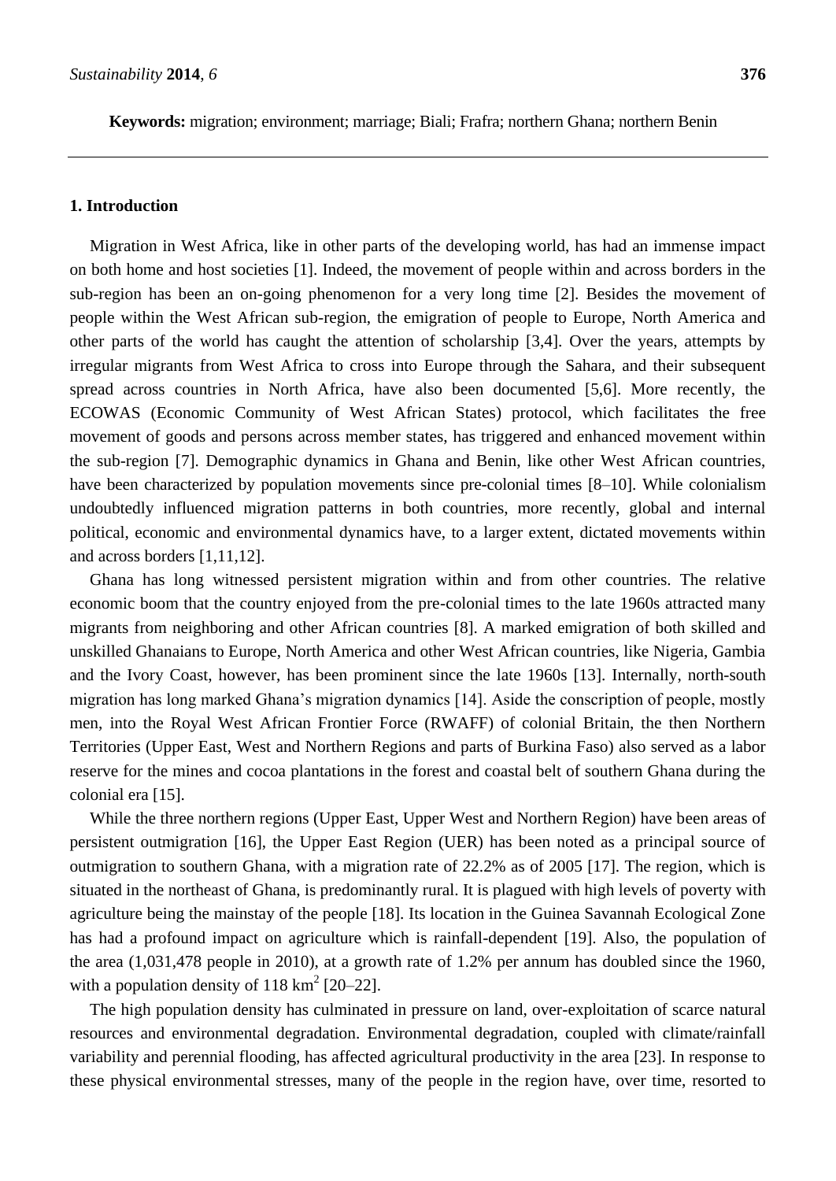**Keywords:** migration; environment; marriage; Biali; Frafra; northern Ghana; northern Benin

## 1. Introduction

Migration in West Africa, like in other parts of the developing world, has had an immense impact on both home and host societies [1]. Indeed, the movement of people within and across borders in the sub-region has been an on-going phenomenon for a very long time [2]. Besides the movement of people within the West African sub-region, the emigration of people to Europe, North America and other parts of the world has caught the attention of scholarship [3,4]. Over the years, attempts by irregular migrants from West Africa to cross into Europe through the Sahara, and their subsequent spread across countries in North Africa, have also been documented [5,6]. More recently, the ECOWAS (Economic Community of West African States) protocol, which facilitates the free movement of goods and persons across member states, has triggered and enhanced movement within the sub-region [7]. Demographic dynamics in Ghana and Benin, like other West African countries, have been characterized by population movements since pre-colonial times [8–10]. While colonialism undoubtedly influenced migration patterns in both countries, more recently, global and internal political, economic and environmental dynamics have, to a larger extent, dictated movements within and across borders [1,11,12].

Ghana has long witnessed persistent migration within and from other countries. The relative economic boom that the country enjoyed from the pre-colonial times to the late 1960s attracted many migrants from neighboring and other African countries [8]. A marked emigration of both skilled and unskilled Ghanaians to Europe, North America and other West African countries, like Nigeria, Gambia and the Ivory Coast, however, has been prominent since the late 1960s [13]. Internally, north-south migration has long marked Ghana's migration dynamics [14]. Aside the conscription of people, mostly men, into the Royal West African Frontier Force (RWAFF) of colonial Britain, the then Northern Territories (Upper East, West and Northern Regions and parts of Burkina Faso) also served as a labor reserve for the mines and cocoa plantations in the forest and coastal belt of southern Ghana during the colonial era [15].

While the three northern regions (Upper East, Upper West and Northern Region) have been areas of persistent outmigration [16], the Upper East Region (UER) has been noted as a principal source of outmigration to southern Ghana, with a migration rate of 22.2% as of 2005 [17]. The region, which is situated in the northeast of Ghana, is predominantly rural. It is plagued with high levels of poverty with agriculture being the mainstay of the people [18]. Its location in the Guinea Savannah Ecological Zone has had a profound impact on agriculture which is rainfall-dependent [19]. Also, the population of the area (1,031,478 people in 2010), at a growth rate of 1.2% per annum has doubled since the 1960, with a population density of 118 $km^2$ [20–22].

The high population density has culminated in pressure on land, over-exploitation of scarce natural resources and environmental degradation. Environmental degradation, coupled with climate/rainfall variability and perennial flooding, has affected agricultural productivity in the area [23]. In response to these physical environmental stresses, many of the people in the region have, over time, resorted to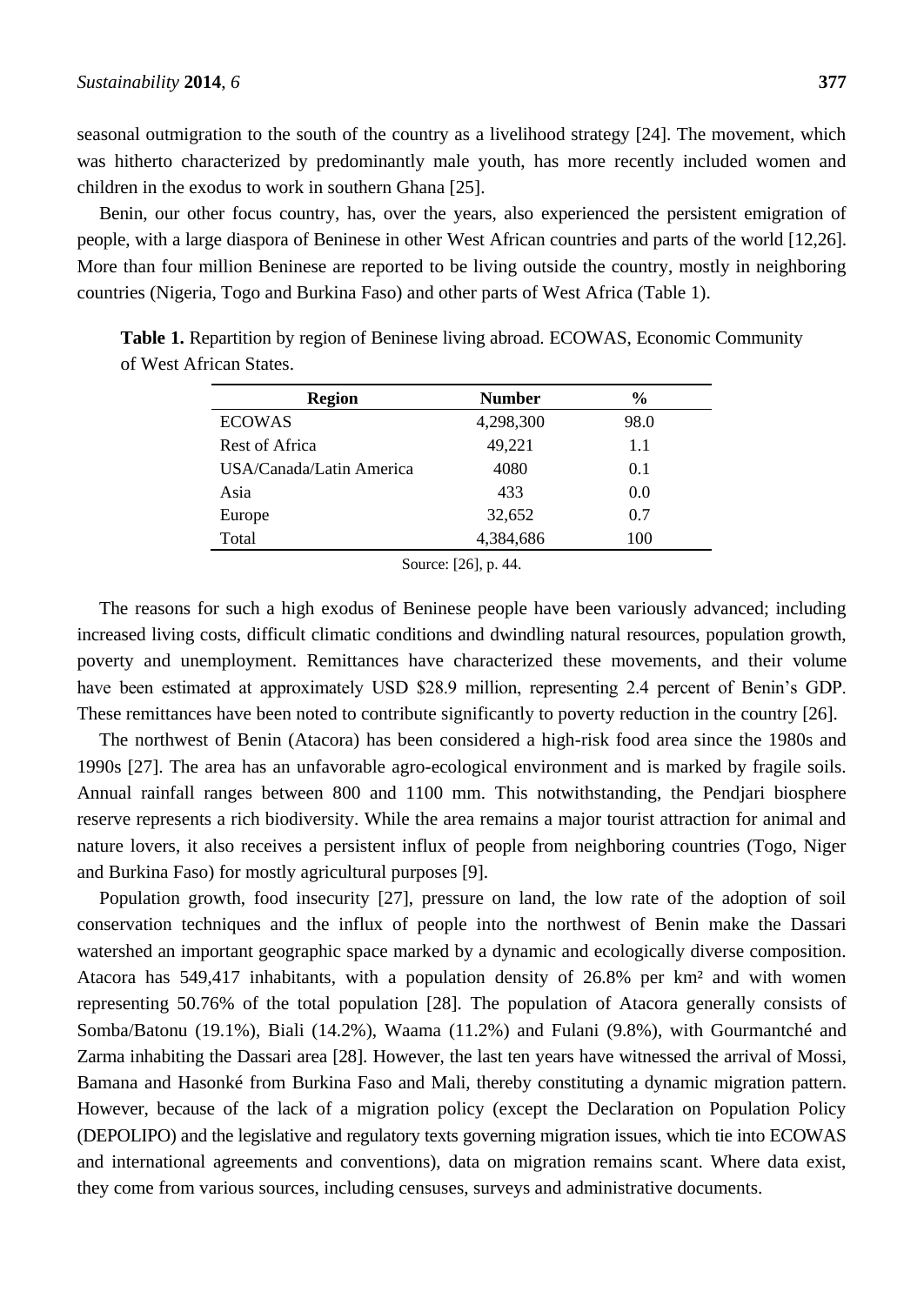seasonal outmigration to the south of the country as a livelihood strategy [24]. The movement, which was hitherto characterized by predominantly male youth, has more recently included women and children in the exodus to work in southern Ghana [25].

Benin, our other focus country, has, over the years, also experienced the persistent emigration of people, with a large diaspora of Beninese in other West African countries and parts of the world [12,26]. More than four million Beninese are reported to be living outside the country, mostly in neighboring countries (Nigeria, Togo and Burkina Faso) and other parts of West Africa (Table 1).

**Table 1.** Repartition by region of Beninese living abroad. ECOWAS, Economic Community of West African States.

| Region | Number | % |
|---|---|---|
| ECOWAS | 4,298,300 | 98.0 |
| Rest of Africa | 49,221 | 1.1 |
| USA/Canada/Latin America | 4080 | 0.1 |
| Asia | 433 | 0.0 |
| Europe | 32,652 | 0.7 |
| Total | 4,384,686 | 100 |

Source: [26], p. 44.

The reasons for such a high exodus of Beninese people have been variously advanced; including increased living costs, difficult climatic conditions and dwindling natural resources, population growth, poverty and unemployment. Remittances have characterized these movements, and their volume have been estimated at approximately USD $28.9 million, representing 2.4 percent of Benin's GDP. These remittances have been noted to contribute significantly to poverty reduction in the country [26].

The northwest of Benin (Atacora) has been considered a high-risk food area since the 1980s and 1990s [27]. The area has an unfavorable agro-ecological environment and is marked by fragile soils. Annual rainfall ranges between 800 and 1100 mm. This notwithstanding, the Pendjari biosphere reserve represents a rich biodiversity. While the area remains a major tourist attraction for animal and nature lovers, it also receives a persistent influx of people from neighboring countries (Togo, Niger and Burkina Faso) for mostly agricultural purposes [9].

Population growth, food insecurity [27], pressure on land, the low rate of the adoption of soil conservation techniques and the influx of people into the northwest of Benin make the Dassari watershed an important geographic space marked by a dynamic and ecologically diverse composition. Atacora has 549,417 inhabitants, with a population density of 26.8% per km² and with women representing 50.76% of the total population [28]. The population of Atacora generally consists of Somba/Batonu (19.1%), Biali (14.2%), Waama (11.2%) and Fulani (9.8%), with Gourmantché and Zarma inhabiting the Dassari area [28]. However, the last ten years have witnessed the arrival of Mossi, Bamana and Hasonké from Burkina Faso and Mali, thereby constituting a dynamic migration pattern. However, because of the lack of a migration policy (except the Declaration on Population Policy (DEPOLIPO) and the legislative and regulatory texts governing migration issues, which tie into ECOWAS and international agreements and conventions), data on migration remains scant. Where data exist, they come from various sources, including censuses, surveys and administrative documents.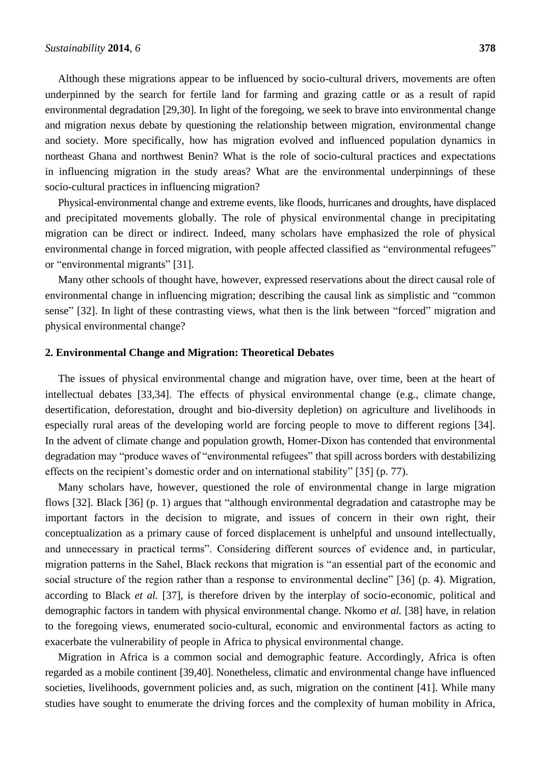Although these migrations appear to be influenced by socio-cultural drivers, movements are often underpinned by the search for fertile land for farming and grazing cattle or as a result of rapid environmental degradation [29,30]. In light of the foregoing, we seek to brave into environmental change and migration nexus debate by questioning the relationship between migration, environmental change and society. More specifically, how has migration evolved and influenced population dynamics in northeast Ghana and northwest Benin? What is the role of socio-cultural practices and expectations in influencing migration in the study areas? What are the environmental underpinnings of these socio-cultural practices in influencing migration?

Physical-environmental change and extreme events, like floods, hurricanes and droughts, have displaced and precipitated movements globally. The role of physical environmental change in precipitating migration can be direct or indirect. Indeed, many scholars have emphasized the role of physical environmental change in forced migration, with people affected classified as "environmental refugees" or "environmental migrants" [31].

Many other schools of thought have, however, expressed reservations about the direct causal role of environmental change in influencing migration; describing the causal link as simplistic and "common sense" [32]. In light of these contrasting views, what then is the link between "forced" migration and physical environmental change?

## 2. Environmental Change and Migration: Theoretical Debates

The issues of physical environmental change and migration have, over time, been at the heart of intellectual debates [33,34]. The effects of physical environmental change (e.g., climate change, desertification, deforestation, drought and bio-diversity depletion) on agriculture and livelihoods in especially rural areas of the developing world are forcing people to move to different regions [34]. In the advent of climate change and population growth, Homer-Dixon has contended that environmental degradation may "produce waves of "environmental refugees" that spill across borders with destabilizing effects on the recipient's domestic order and on international stability" [35] (p. 77).

Many scholars have, however, questioned the role of environmental change in large migration flows [32]. Black [36] (p. 1) argues that "although environmental degradation and catastrophe may be important factors in the decision to migrate, and issues of concern in their own right, their conceptualization as a primary cause of forced displacement is unhelpful and unsound intellectually, and unnecessary in practical terms". Considering different sources of evidence and, in particular, migration patterns in the Sahel, Black reckons that migration is "an essential part of the economic and social structure of the region rather than a response to environmental decline" [36] (p. 4). Migration, according to Black *et al.* [37], is therefore driven by the interplay of socio-economic, political and demographic factors in tandem with physical environmental change. Nkomo *et al.* [38] have, in relation to the foregoing views, enumerated socio-cultural, economic and environmental factors as acting to exacerbate the vulnerability of people in Africa to physical environmental change.

Migration in Africa is a common social and demographic feature. Accordingly, Africa is often regarded as a mobile continent [39,40]. Nonetheless, climatic and environmental change have influenced societies, livelihoods, government policies and, as such, migration on the continent [41]. While many studies have sought to enumerate the driving forces and the complexity of human mobility in Africa,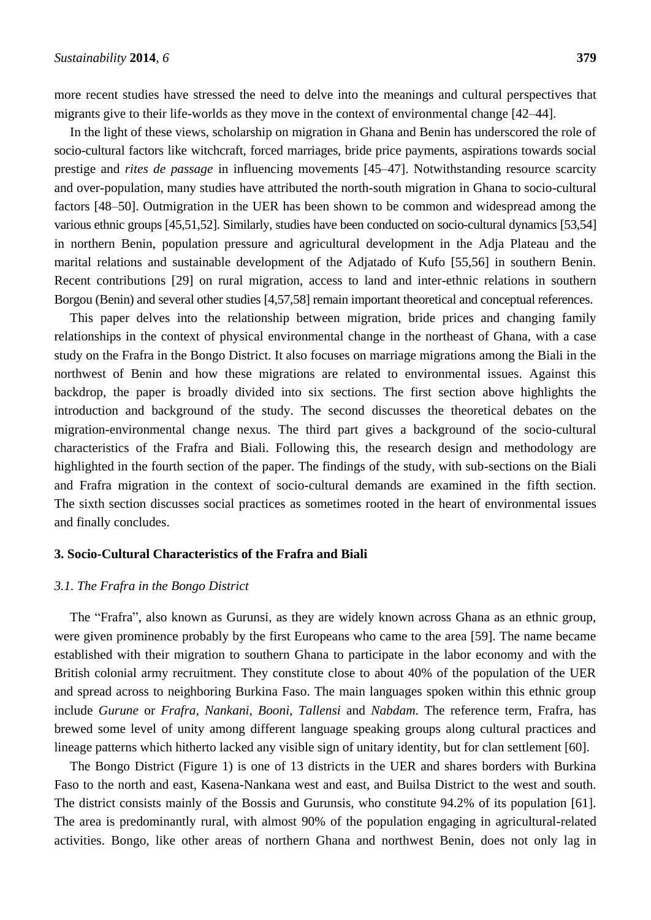more recent studies have stressed the need to delve into the meanings and cultural perspectives that migrants give to their life-worlds as they move in the context of environmental change [42–44].

In the light of these views, scholarship on migration in Ghana and Benin has underscored the role of socio-cultural factors like witchcraft, forced marriages, bride price payments, aspirations towards social prestige and *rites de passage* in influencing movements [45–47]. Notwithstanding resource scarcity and over-population, many studies have attributed the north-south migration in Ghana to socio-cultural factors [48–50]. Outmigration in the UER has been shown to be common and widespread among the various ethnic groups [45,51,52]. Similarly, studies have been conducted on socio-cultural dynamics [53,54] in northern Benin, population pressure and agricultural development in the Adja Plateau and the marital relations and sustainable development of the Adjatado of Kufo [55,56] in southern Benin. Recent contributions [29] on rural migration, access to land and inter-ethnic relations in southern Borgou (Benin) and several other studies [4,57,58] remain important theoretical and conceptual references.

This paper delves into the relationship between migration, bride prices and changing family relationships in the context of physical environmental change in the northeast of Ghana, with a case study on the Frafra in the Bongo District. It also focuses on marriage migrations among the Biali in the northwest of Benin and how these migrations are related to environmental issues. Against this backdrop, the paper is broadly divided into six sections. The first section above highlights the introduction and background of the study. The second discusses the theoretical debates on the migration-environmental change nexus. The third part gives a background of the socio-cultural characteristics of the Frafra and Biali. Following this, the research design and methodology are highlighted in the fourth section of the paper. The findings of the study, with sub-sections on the Biali and Frafra migration in the context of socio-cultural demands are examined in the fifth section. The sixth section discusses social practices as sometimes rooted in the heart of environmental issues and finally concludes.

## 3. Socio-Cultural Characteristics of the Frafra and Biali

### *3.1. The Frafra in the Bongo District*

The "Frafra", also known as Gurunsi, as they are widely known across Ghana as an ethnic group, were given prominence probably by the first Europeans who came to the area [59]. The name became established with their migration to southern Ghana to participate in the labor economy and with the British colonial army recruitment. They constitute close to about 40% of the population of the UER and spread across to neighboring Burkina Faso. The main languages spoken within this ethnic group include *Gurune* or *Frafra*, *Nankani*, *Booni*, *Tallensi* and *Nabdam*. The reference term, Frafra, has brewed some level of unity among different language speaking groups along cultural practices and lineage patterns which hitherto lacked any visible sign of unitary identity, but for clan settlement [60].

The Bongo District (Figure 1) is one of 13 districts in the UER and shares borders with Burkina Faso to the north and east, Kasena-Nankana west and east, and Builsa District to the west and south. The district consists mainly of the Bossis and Gurunsis, who constitute 94.2% of its population [61]. The area is predominantly rural, with almost 90% of the population engaging in agricultural-related activities. Bongo, like other areas of northern Ghana and northwest Benin, does not only lag in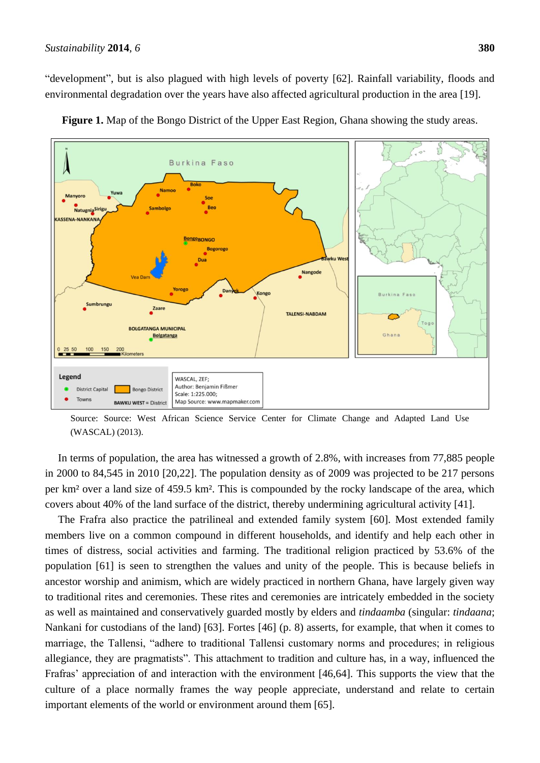"development", but is also plagued with high levels of poverty [62]. Rainfall variability, floods and environmental degradation over the years have also affected agricultural production in the area [19].

**Figure 1.** Map of the Bongo District of the Upper East Region, Ghana showing the study areas.

Source: Source: West African Science Service Center for Climate Change and Adapted Land Use (WASCAL) (2013).

In terms of population, the area has witnessed a growth of 2.8%, with increases from 77,885 people in 2000 to 84,545 in 2010 [20,22]. The population density as of 2009 was projected to be 217 persons per km² over a land size of 459.5 km². This is compounded by the rocky landscape of the area, which covers about 40% of the land surface of the district, thereby undermining agricultural activity [41].

The Frafra also practice the patrilineal and extended family system [60]. Most extended family members live on a common compound in different households, and identify and help each other in times of distress, social activities and farming. The traditional religion practiced by 53.6% of the population [61] is seen to strengthen the values and unity of the people. This is because beliefs in ancestor worship and animism, which are widely practiced in northern Ghana, have largely given way to traditional rites and ceremonies. These rites and ceremonies are intricately embedded in the society as well as maintained and conservatively guarded mostly by elders and *tindaamba* (singular: *tindaana*; Nankani for custodians of the land) [63]. Fortes [46] (p. 8) asserts, for example, that when it comes to marriage, the Tallensi, "adhere to traditional Tallensi customary norms and procedures; in religious allegiance, they are pragmatists". This attachment to tradition and culture has, in a way, influenced the Frafras' appreciation of and interaction with the environment [46,64]. This supports the view that the culture of a place normally frames the way people appreciate, understand and relate to certain important elements of the world or environment around them [65].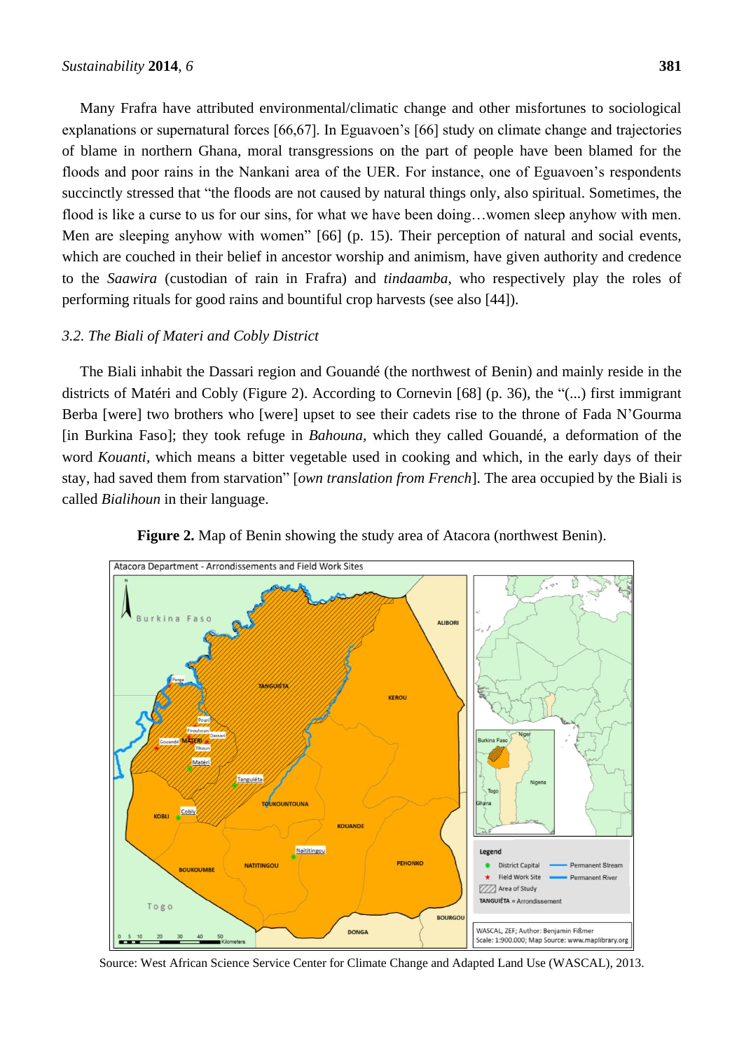Many Frafra have attributed environmental/climatic change and other misfortunes to sociological explanations or supernatural forces [66,67]. In Eguavoen's [66] study on climate change and trajectories of blame in northern Ghana, moral transgressions on the part of people have been blamed for the floods and poor rains in the Nankani area of the UER. For instance, one of Eguavoen's respondents succinctly stressed that "the floods are not caused by natural things only, also spiritual. Sometimes, the flood is like a curse to us for our sins, for what we have been doing…women sleep anyhow with men. Men are sleeping anyhow with women" [66] (p. 15). Their perception of natural and social events, which are couched in their belief in ancestor worship and animism, have given authority and credence to the *Saawira* (custodian of rain in Frafra) and *tindaamba*, who respectively play the roles of performing rituals for good rains and bountiful crop harvests (see also [44]).

### *3.2. The Biali of Materi and Cobly District*

The Biali inhabit the Dassari region and Gouandé (the northwest of Benin) and mainly reside in the districts of Matéri and Cobly (Figure 2). According to Cornevin [68] (p. 36), the "(...) first immigrant Berba [were] two brothers who [were] upset to see their cadets rise to the throne of Fada N'Gourma [in Burkina Faso]; they took refuge in *Bahouna*, which they called Gouandé, a deformation of the word *Kouanti*, which means a bitter vegetable used in cooking and which, in the early days of their stay, had saved them from starvation" [*own translation from French*]. The area occupied by the Biali is called *Bialihoun* in their language.

**Figure 2.** Map of Benin showing the study area of Atacora (northwest Benin).

Source: West African Science Service Center for Climate Change and Adapted Land Use (WASCAL), 2013.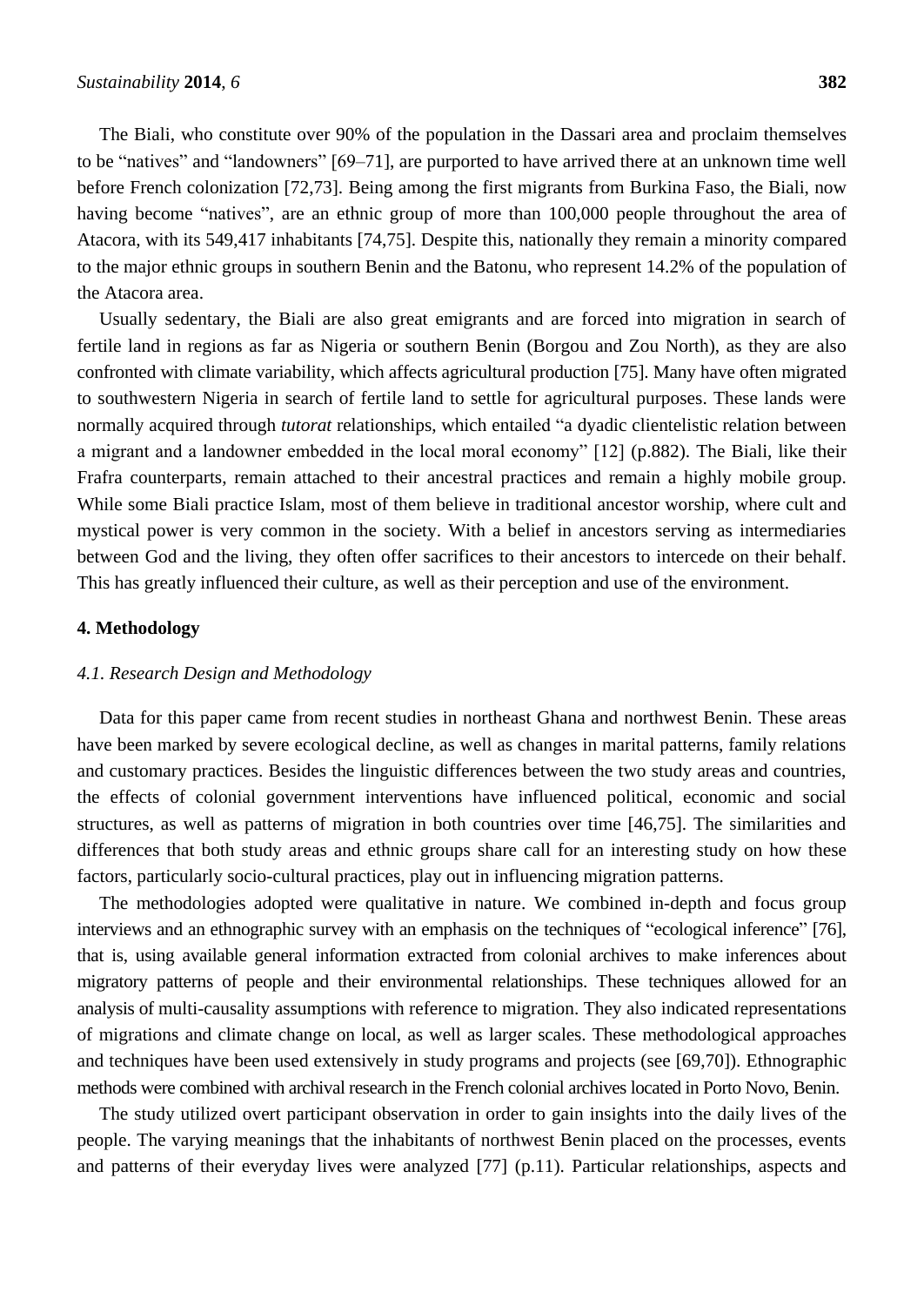The Biali, who constitute over 90% of the population in the Dassari area and proclaim themselves to be "natives" and "landowners" [69–71], are purported to have arrived there at an unknown time well before French colonization [72,73]. Being among the first migrants from Burkina Faso, the Biali, now having become "natives", are an ethnic group of more than 100,000 people throughout the area of Atacora, with its 549,417 inhabitants [74,75]. Despite this, nationally they remain a minority compared to the major ethnic groups in southern Benin and the Batonu, who represent 14.2% of the population of the Atacora area.

Usually sedentary, the Biali are also great emigrants and are forced into migration in search of fertile land in regions as far as Nigeria or southern Benin (Borgou and Zou North), as they are also confronted with climate variability, which affects agricultural production [75]. Many have often migrated to southwestern Nigeria in search of fertile land to settle for agricultural purposes. These lands were normally acquired through *tutorat* relationships, which entailed "a dyadic clientelistic relation between a migrant and a landowner embedded in the local moral economy" [12] (p.882). The Biali, like their Frafra counterparts, remain attached to their ancestral practices and remain a highly mobile group. While some Biali practice Islam, most of them believe in traditional ancestor worship, where cult and mystical power is very common in the society. With a belief in ancestors serving as intermediaries between God and the living, they often offer sacrifices to their ancestors to intercede on their behalf. This has greatly influenced their culture, as well as their perception and use of the environment.

## 4. Methodology

### *4.1. Research Design and Methodology*

Data for this paper came from recent studies in northeast Ghana and northwest Benin. These areas have been marked by severe ecological decline, as well as changes in marital patterns, family relations and customary practices. Besides the linguistic differences between the two study areas and countries, the effects of colonial government interventions have influenced political, economic and social structures, as well as patterns of migration in both countries over time [46,75]. The similarities and differences that both study areas and ethnic groups share call for an interesting study on how these factors, particularly socio-cultural practices, play out in influencing migration patterns.

The methodologies adopted were qualitative in nature. We combined in-depth and focus group interviews and an ethnographic survey with an emphasis on the techniques of "ecological inference" [76], that is, using available general information extracted from colonial archives to make inferences about migratory patterns of people and their environmental relationships. These techniques allowed for an analysis of multi-causality assumptions with reference to migration. They also indicated representations of migrations and climate change on local, as well as larger scales. These methodological approaches and techniques have been used extensively in study programs and projects (see [69,70]). Ethnographic methods were combined with archival research in the French colonial archives located in Porto Novo, Benin.

The study utilized overt participant observation in order to gain insights into the daily lives of the people. The varying meanings that the inhabitants of northwest Benin placed on the processes, events and patterns of their everyday lives were analyzed [77] (p.11). Particular relationships, aspects and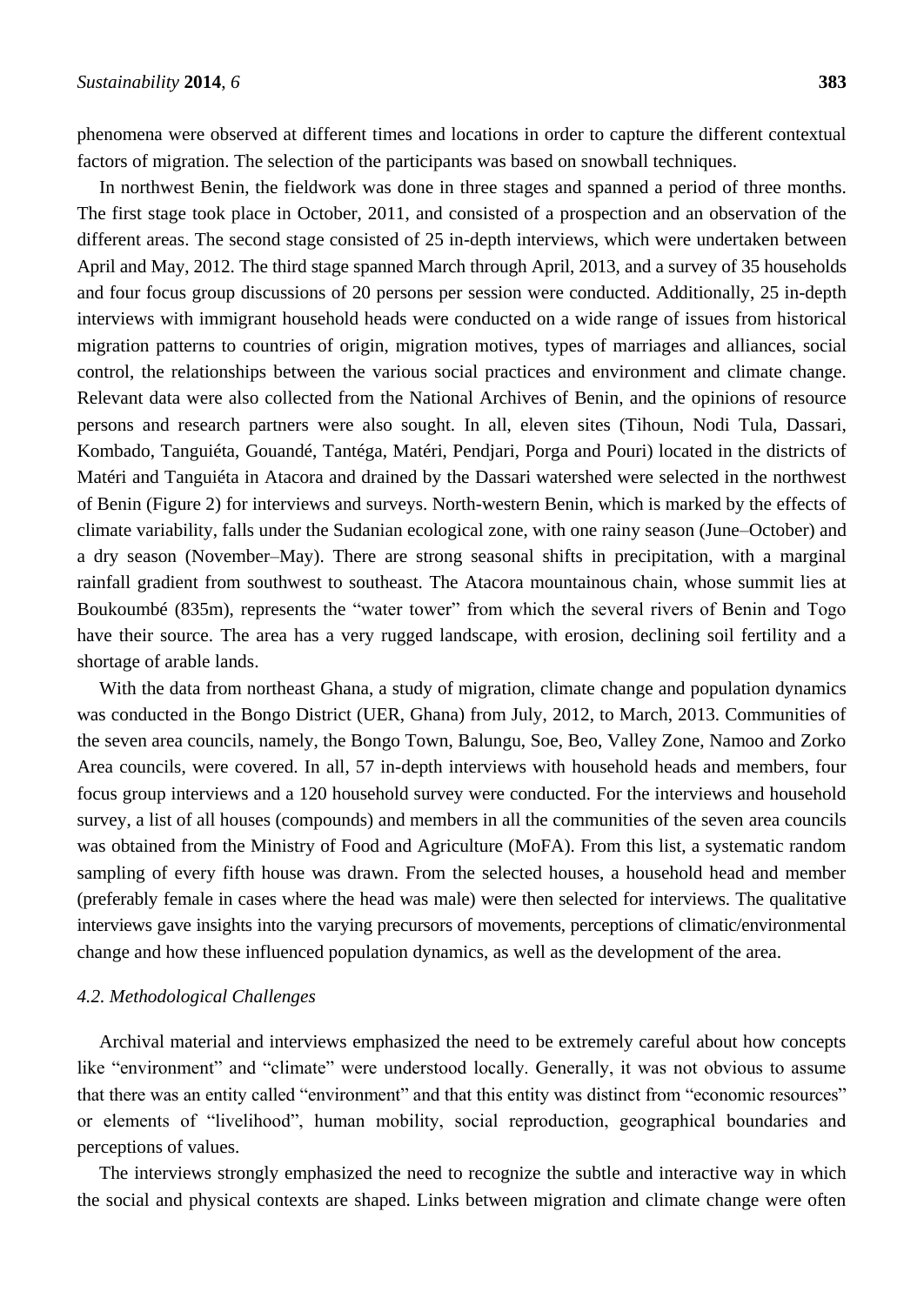phenomena were observed at different times and locations in order to capture the different contextual factors of migration. The selection of the participants was based on snowball techniques.

In northwest Benin, the fieldwork was done in three stages and spanned a period of three months. The first stage took place in October, 2011, and consisted of a prospection and an observation of the different areas. The second stage consisted of 25 in-depth interviews, which were undertaken between April and May, 2012. The third stage spanned March through April, 2013, and a survey of 35 households and four focus group discussions of 20 persons per session were conducted. Additionally, 25 in-depth interviews with immigrant household heads were conducted on a wide range of issues from historical migration patterns to countries of origin, migration motives, types of marriages and alliances, social control, the relationships between the various social practices and environment and climate change. Relevant data were also collected from the National Archives of Benin, and the opinions of resource persons and research partners were also sought. In all, eleven sites (Tihoun, Nodi Tula, Dassari, Kombado, Tanguiéta, Gouandé, Tantéga, Matéri, Pendjari, Porga and Pouri) located in the districts of Matéri and Tanguiéta in Atacora and drained by the Dassari watershed were selected in the northwest of Benin (Figure 2) for interviews and surveys. North-western Benin, which is marked by the effects of climate variability, falls under the Sudanian ecological zone, with one rainy season (June–October) and a dry season (November–May). There are strong seasonal shifts in precipitation, with a marginal rainfall gradient from southwest to southeast. The Atacora mountainous chain, whose summit lies at Boukoumbé (835m), represents the "water tower" from which the several rivers of Benin and Togo have their source. The area has a very rugged landscape, with erosion, declining soil fertility and a shortage of arable lands.

With the data from northeast Ghana, a study of migration, climate change and population dynamics was conducted in the Bongo District (UER, Ghana) from July, 2012, to March, 2013. Communities of the seven area councils, namely, the Bongo Town, Balungu, Soe, Beo, Valley Zone, Namoo and Zorko Area councils, were covered. In all, 57 in-depth interviews with household heads and members, four focus group interviews and a 120 household survey were conducted. For the interviews and household survey, a list of all houses (compounds) and members in all the communities of the seven area councils was obtained from the Ministry of Food and Agriculture (MoFA). From this list, a systematic random sampling of every fifth house was drawn. From the selected houses, a household head and member (preferably female in cases where the head was male) were then selected for interviews. The qualitative interviews gave insights into the varying precursors of movements, perceptions of climatic/environmental change and how these influenced population dynamics, as well as the development of the area.

### *4.2. Methodological Challenges*

Archival material and interviews emphasized the need to be extremely careful about how concepts like "environment" and "climate" were understood locally. Generally, it was not obvious to assume that there was an entity called "environment" and that this entity was distinct from "economic resources" or elements of "livelihood", human mobility, social reproduction, geographical boundaries and perceptions of values.

The interviews strongly emphasized the need to recognize the subtle and interactive way in which the social and physical contexts are shaped. Links between migration and climate change were often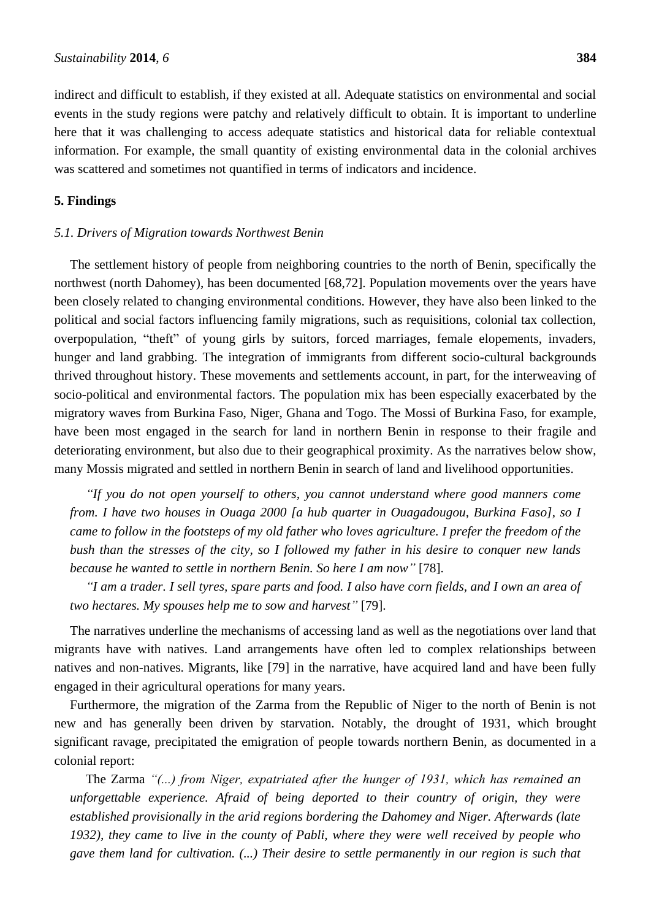indirect and difficult to establish, if they existed at all. Adequate statistics on environmental and social events in the study regions were patchy and relatively difficult to obtain. It is important to underline here that it was challenging to access adequate statistics and historical data for reliable contextual information. For example, the small quantity of existing environmental data in the colonial archives was scattered and sometimes not quantified in terms of indicators and incidence.

## 5. Findings

### *5.1. Drivers of Migration towards Northwest Benin*

The settlement history of people from neighboring countries to the north of Benin, specifically the northwest (north Dahomey), has been documented [68,72]. Population movements over the years have been closely related to changing environmental conditions. However, they have also been linked to the political and social factors influencing family migrations, such as requisitions, colonial tax collection, overpopulation, "theft" of young girls by suitors, forced marriages, female elopements, invaders, hunger and land grabbing. The integration of immigrants from different socio-cultural backgrounds thrived throughout history. These movements and settlements account, in part, for the interweaving of socio-political and environmental factors. The population mix has been especially exacerbated by the migratory waves from Burkina Faso, Niger, Ghana and Togo. The Mossi of Burkina Faso, for example, have been most engaged in the search for land in northern Benin in response to their fragile and deteriorating environment, but also due to their geographical proximity. As the narratives below show, many Mossis migrated and settled in northern Benin in search of land and livelihood opportunities.

> *"If you do not open yourself to others, you cannot understand where good manners come from. I have two houses in Ouaga 2000 [a hub quarter in Ouagadougou, Burkina Faso], so I came to follow in the footsteps of my old father who loves agriculture. I prefer the freedom of the bush than the stresses of the city, so I followed my father in his desire to conquer new lands because he wanted to settle in northern Benin. So here I am now"* [78].
>
> *"I am a trader. I sell tyres, spare parts and food. I also have corn fields, and I own an area of two hectares. My spouses help me to sow and harvest"* [79].

The narratives underline the mechanisms of accessing land as well as the negotiations over land that migrants have with natives. Land arrangements have often led to complex relationships between natives and non-natives. Migrants, like [79] in the narrative, have acquired land and have been fully engaged in their agricultural operations for many years.

Furthermore, the migration of the Zarma from the Republic of Niger to the north of Benin is not new and has generally been driven by starvation. Notably, the drought of 1931, which brought significant ravage, precipitated the emigration of people towards northern Benin, as documented in a colonial report:

> The Zarma *"(...) from Niger, expatriated after the hunger of 1931, which has remained an unforgettable experience. Afraid of being deported to their country of origin, they were established provisionally in the arid regions bordering the Dahomey and Niger. Afterwards (late 1932), they came to live in the county of Pabli, where they were well received by people who gave them land for cultivation. (...) Their desire to settle permanently in our region is such that*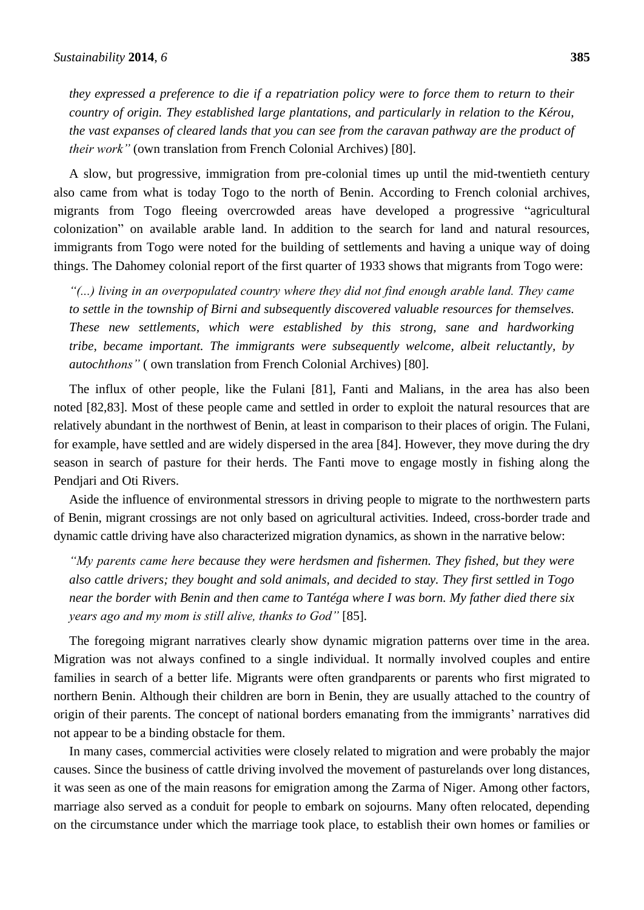*they expressed a preference to die if a repatriation policy were to force them to return to their country of origin. They established large plantations, and particularly in relation to the Kérou, the vast expanses of cleared lands that you can see from the caravan pathway are the product of their work"* (own translation from French Colonial Archives) [80].

A slow, but progressive, immigration from pre-colonial times up until the mid-twentieth century also came from what is today Togo to the north of Benin. According to French colonial archives, migrants from Togo fleeing overcrowded areas have developed a progressive "agricultural colonization" on available arable land. In addition to the search for land and natural resources, immigrants from Togo were noted for the building of settlements and having a unique way of doing things. The Dahomey colonial report of the first quarter of 1933 shows that migrants from Togo were:

*"(...) living in an overpopulated country where they did not find enough arable land. They came to settle in the township of Birni and subsequently discovered valuable resources for themselves. These new settlements, which were established by this strong, sane and hardworking tribe, became important. The immigrants were subsequently welcome, albeit reluctantly, by autochthons"* ( own translation from French Colonial Archives) [80].

The influx of other people, like the Fulani [81], Fanti and Malians, in the area has also been noted [82,83]. Most of these people came and settled in order to exploit the natural resources that are relatively abundant in the northwest of Benin, at least in comparison to their places of origin. The Fulani, for example, have settled and are widely dispersed in the area [84]. However, they move during the dry season in search of pasture for their herds. The Fanti move to engage mostly in fishing along the Pendjari and Oti Rivers.

Aside the influence of environmental stressors in driving people to migrate to the northwestern parts of Benin, migrant crossings are not only based on agricultural activities. Indeed, cross-border trade and dynamic cattle driving have also characterized migration dynamics, as shown in the narrative below:

*"My parents came here because they were herdsmen and fishermen. They fished, but they were also cattle drivers; they bought and sold animals, and decided to stay. They first settled in Togo near the border with Benin and then came to Tantéga where I was born. My father died there six years ago and my mom is still alive, thanks to God"* [85].

The foregoing migrant narratives clearly show dynamic migration patterns over time in the area. Migration was not always confined to a single individual. It normally involved couples and entire families in search of a better life. Migrants were often grandparents or parents who first migrated to northern Benin. Although their children are born in Benin, they are usually attached to the country of origin of their parents. The concept of national borders emanating from the immigrants' narratives did not appear to be a binding obstacle for them.

In many cases, commercial activities were closely related to migration and were probably the major causes. Since the business of cattle driving involved the movement of pasturelands over long distances, it was seen as one of the main reasons for emigration among the Zarma of Niger. Among other factors, marriage also served as a conduit for people to embark on sojourns. Many often relocated, depending on the circumstance under which the marriage took place, to establish their own homes or families or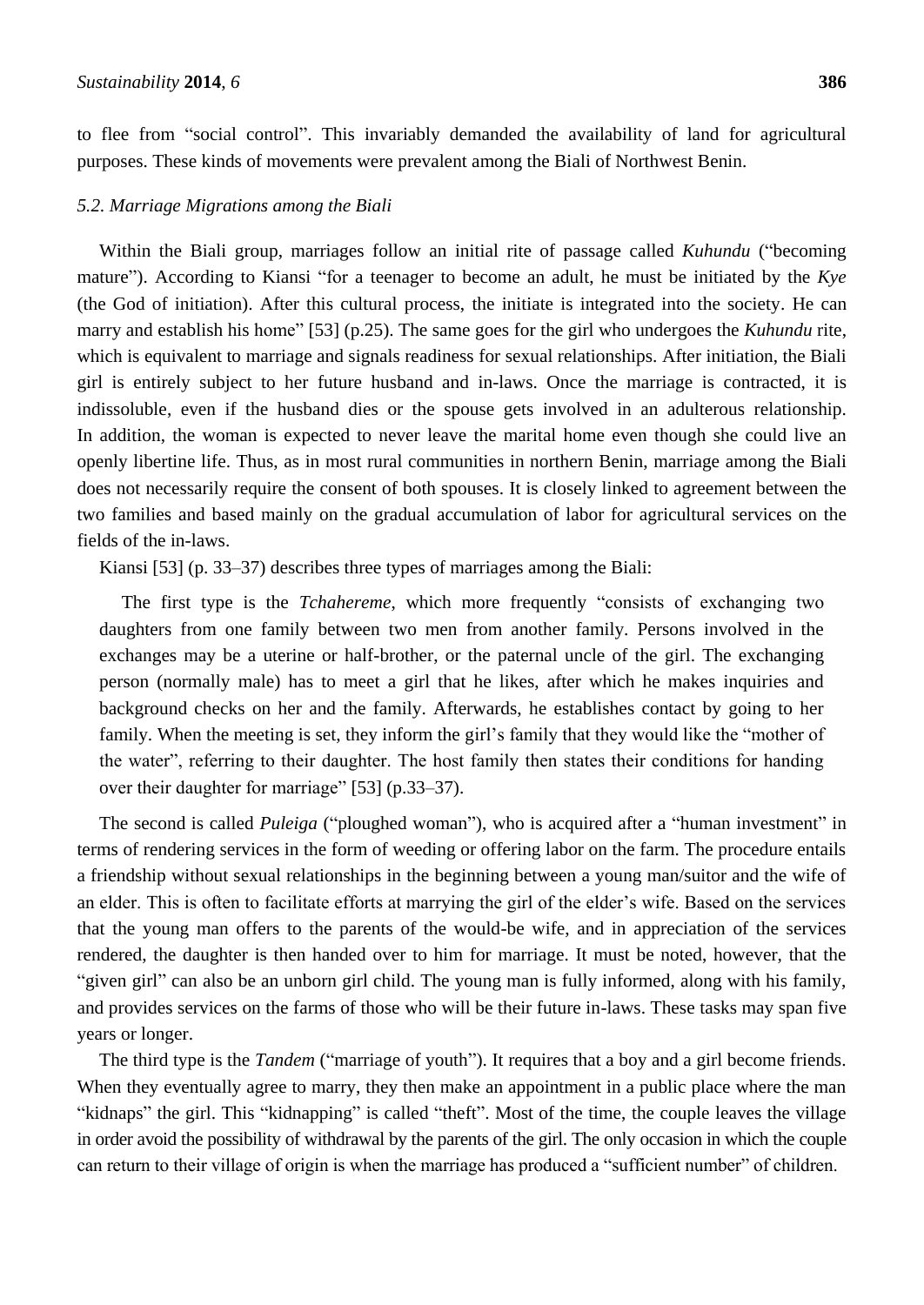to flee from "social control". This invariably demanded the availability of land for agricultural purposes. These kinds of movements were prevalent among the Biali of Northwest Benin.

### *5.2. Marriage Migrations among the Biali*

Within the Biali group, marriages follow an initial rite of passage called *Kuhundu* ("becoming mature"). According to Kiansi "for a teenager to become an adult, he must be initiated by the *Kye* (the God of initiation). After this cultural process, the initiate is integrated into the society. He can marry and establish his home" [53] (p.25). The same goes for the girl who undergoes the *Kuhundu* rite, which is equivalent to marriage and signals readiness for sexual relationships. After initiation, the Biali girl is entirely subject to her future husband and in-laws. Once the marriage is contracted, it is indissoluble, even if the husband dies or the spouse gets involved in an adulterous relationship. In addition, the woman is expected to never leave the marital home even though she could live an openly libertine life. Thus, as in most rural communities in northern Benin, marriage among the Biali does not necessarily require the consent of both spouses. It is closely linked to agreement between the two families and based mainly on the gradual accumulation of labor for agricultural services on the fields of the in-laws.

Kiansi [53] (p. 33–37) describes three types of marriages among the Biali:

> The first type is the *Tchahereme*, which more frequently "consists of exchanging two daughters from one family between two men from another family. Persons involved in the exchanges may be a uterine or half-brother, or the paternal uncle of the girl. The exchanging person (normally male) has to meet a girl that he likes, after which he makes inquiries and background checks on her and the family. Afterwards, he establishes contact by going to her family. When the meeting is set, they inform the girl's family that they would like the "mother of the water", referring to their daughter. The host family then states their conditions for handing over their daughter for marriage" [53] (p.33–37).

The second is called *Puleiga* ("ploughed woman"), who is acquired after a "human investment" in terms of rendering services in the form of weeding or offering labor on the farm. The procedure entails a friendship without sexual relationships in the beginning between a young man/suitor and the wife of an elder. This is often to facilitate efforts at marrying the girl of the elder's wife. Based on the services that the young man offers to the parents of the would-be wife, and in appreciation of the services rendered, the daughter is then handed over to him for marriage. It must be noted, however, that the "given girl" can also be an unborn girl child. The young man is fully informed, along with his family, and provides services on the farms of those who will be their future in-laws. These tasks may span five years or longer.

The third type is the *Tandem* ("marriage of youth"). It requires that a boy and a girl become friends. When they eventually agree to marry, they then make an appointment in a public place where the man "kidnaps" the girl. This "kidnapping" is called "theft". Most of the time, the couple leaves the village in order avoid the possibility of withdrawal by the parents of the girl. The only occasion in which the couple can return to their village of origin is when the marriage has produced a "sufficient number" of children.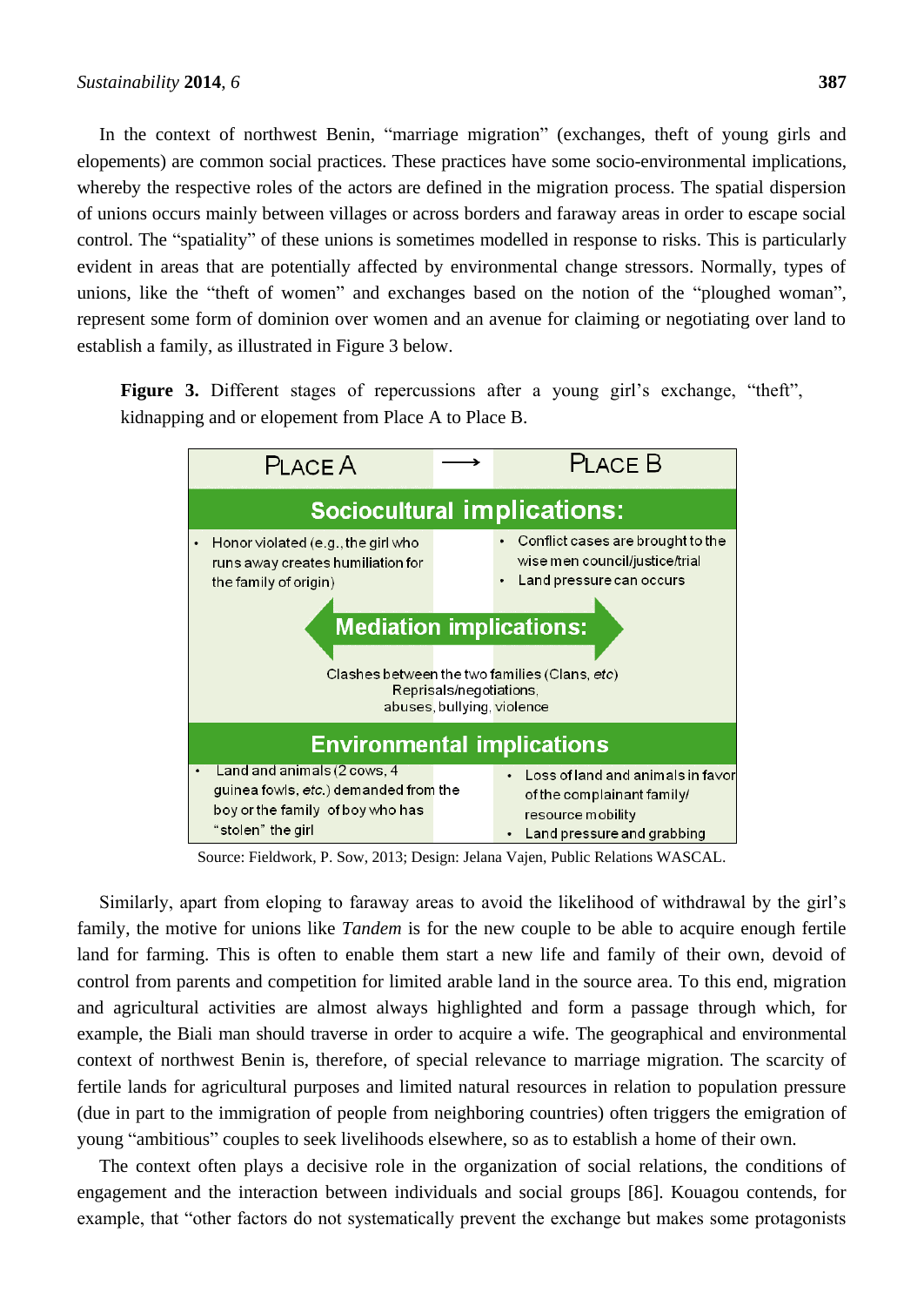In the context of northwest Benin, "marriage migration" (exchanges, theft of young girls and elopements) are common social practices. These practices have some socio-environmental implications, whereby the respective roles of the actors are defined in the migration process. The spatial dispersion of unions occurs mainly between villages or across borders and faraway areas in order to escape social control. The "spatiality" of these unions is sometimes modelled in response to risks. This is particularly evident in areas that are potentially affected by environmental change stressors. Normally, types of unions, like the "theft of women" and exchanges based on the notion of the "ploughed woman", represent some form of dominion over women and an avenue for claiming or negotiating over land to establish a family, as illustrated in Figure 3 below.

**Figure 3.** Different stages of repercussions after a young girl's exchange, "theft", kidnapping and or elopement from Place A to Place B.

| PLACE A | → | PLACE B |
|---|---|---|
| **Sociocultural implications:** | | |
| • Honor violated (e.g., the girl who runs away creates humiliation for the family of origin) | | • Conflict cases are brought to the wise men council/justice/trial<br>• Land pressure can occurs |
| **Mediation implications:** Clashes between the two families (Clans, *etc*) Reprisals/negotiations, abuses, bullying, violence | | |
| **Environmental implications** | | |
| • Land and animals (2 cows, 4 guinea fowls, *etc.*) demanded from the boy or the family of boy who has "stolen" the girl | | • Loss of land and animals in favor of the complainant family/ resource mobility<br>• Land pressure and grabbing |

Source: Fieldwork, P. Sow, 2013; Design: Jelana Vajen, Public Relations WASCAL.

Similarly, apart from eloping to faraway areas to avoid the likelihood of withdrawal by the girl's family, the motive for unions like *Tandem* is for the new couple to be able to acquire enough fertile land for farming. This is often to enable them start a new life and family of their own, devoid of control from parents and competition for limited arable land in the source area. To this end, migration and agricultural activities are almost always highlighted and form a passage through which, for example, the Biali man should traverse in order to acquire a wife. The geographical and environmental context of northwest Benin is, therefore, of special relevance to marriage migration. The scarcity of fertile lands for agricultural purposes and limited natural resources in relation to population pressure (due in part to the immigration of people from neighboring countries) often triggers the emigration of young "ambitious" couples to seek livelihoods elsewhere, so as to establish a home of their own.

The context often plays a decisive role in the organization of social relations, the conditions of engagement and the interaction between individuals and social groups [86]. Kouagou contends, for example, that "other factors do not systematically prevent the exchange but makes some protagonists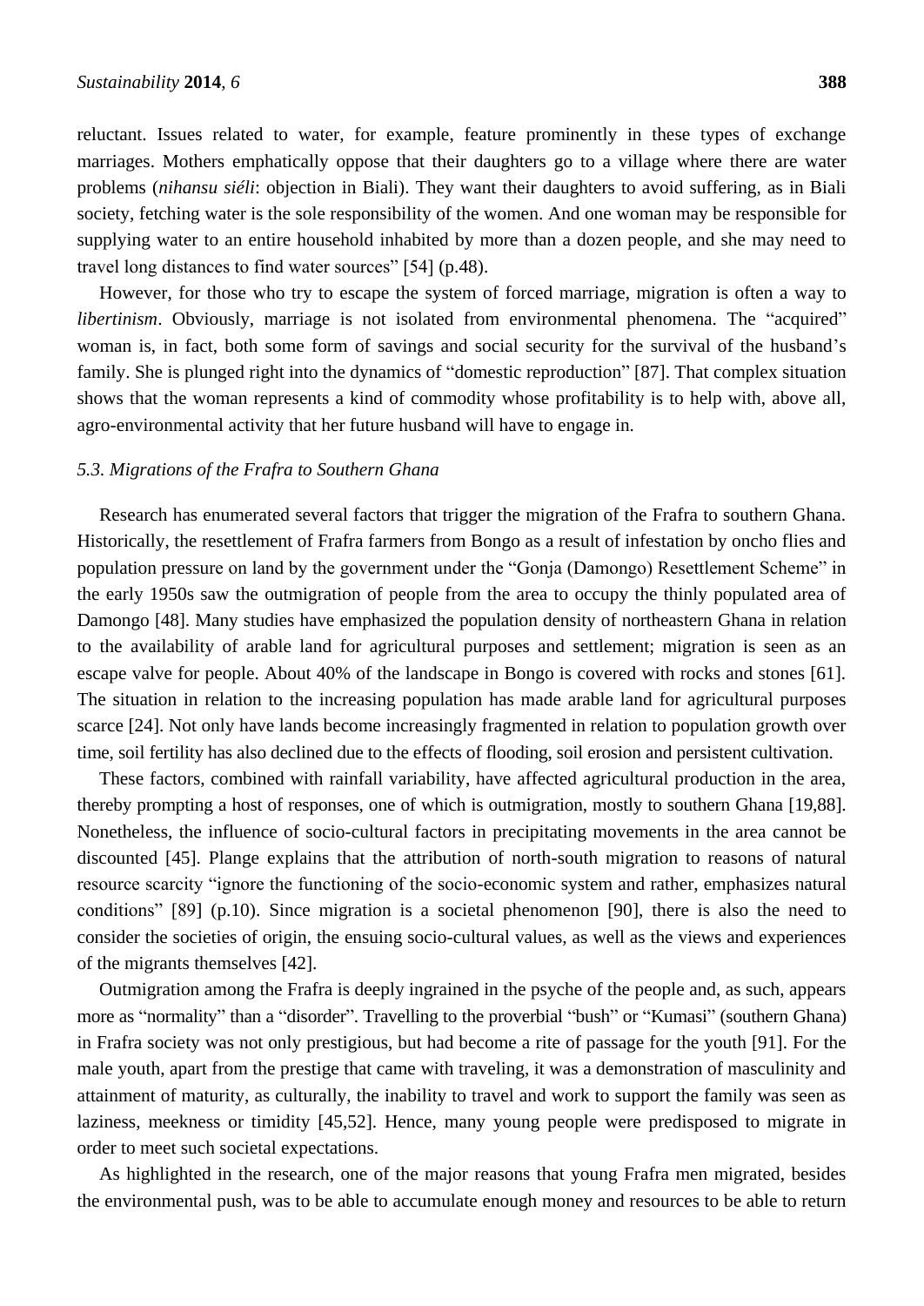reluctant. Issues related to water, for example, feature prominently in these types of exchange marriages. Mothers emphatically oppose that their daughters go to a village where there are water problems (*nihansu siéli*: objection in Biali). They want their daughters to avoid suffering, as in Biali society, fetching water is the sole responsibility of the women. And one woman may be responsible for supplying water to an entire household inhabited by more than a dozen people, and she may need to travel long distances to find water sources" [54] (p.48).

However, for those who try to escape the system of forced marriage, migration is often a way to *libertinism*. Obviously, marriage is not isolated from environmental phenomena. The "acquired" woman is, in fact, both some form of savings and social security for the survival of the husband's family. She is plunged right into the dynamics of "domestic reproduction" [87]. That complex situation shows that the woman represents a kind of commodity whose profitability is to help with, above all, agro-environmental activity that her future husband will have to engage in.

### *5.3. Migrations of the Frafra to Southern Ghana*

Research has enumerated several factors that trigger the migration of the Frafra to southern Ghana. Historically, the resettlement of Frafra farmers from Bongo as a result of infestation by oncho flies and population pressure on land by the government under the "Gonja (Damongo) Resettlement Scheme" in the early 1950s saw the outmigration of people from the area to occupy the thinly populated area of Damongo [48]. Many studies have emphasized the population density of northeastern Ghana in relation to the availability of arable land for agricultural purposes and settlement; migration is seen as an escape valve for people. About 40% of the landscape in Bongo is covered with rocks and stones [61]. The situation in relation to the increasing population has made arable land for agricultural purposes scarce [24]. Not only have lands become increasingly fragmented in relation to population growth over time, soil fertility has also declined due to the effects of flooding, soil erosion and persistent cultivation.

These factors, combined with rainfall variability, have affected agricultural production in the area, thereby prompting a host of responses, one of which is outmigration, mostly to southern Ghana [19,88]. Nonetheless, the influence of socio-cultural factors in precipitating movements in the area cannot be discounted [45]. Plange explains that the attribution of north-south migration to reasons of natural resource scarcity "ignore the functioning of the socio-economic system and rather, emphasizes natural conditions" [89] (p.10). Since migration is a societal phenomenon [90], there is also the need to consider the societies of origin, the ensuing socio-cultural values, as well as the views and experiences of the migrants themselves [42].

Outmigration among the Frafra is deeply ingrained in the psyche of the people and, as such, appears more as "normality" than a "disorder". Travelling to the proverbial "bush" or "Kumasi" (southern Ghana) in Frafra society was not only prestigious, but had become a rite of passage for the youth [91]. For the male youth, apart from the prestige that came with traveling, it was a demonstration of masculinity and attainment of maturity, as culturally, the inability to travel and work to support the family was seen as laziness, meekness or timidity [45,52]. Hence, many young people were predisposed to migrate in order to meet such societal expectations.

As highlighted in the research, one of the major reasons that young Frafra men migrated, besides the environmental push, was to be able to accumulate enough money and resources to be able to return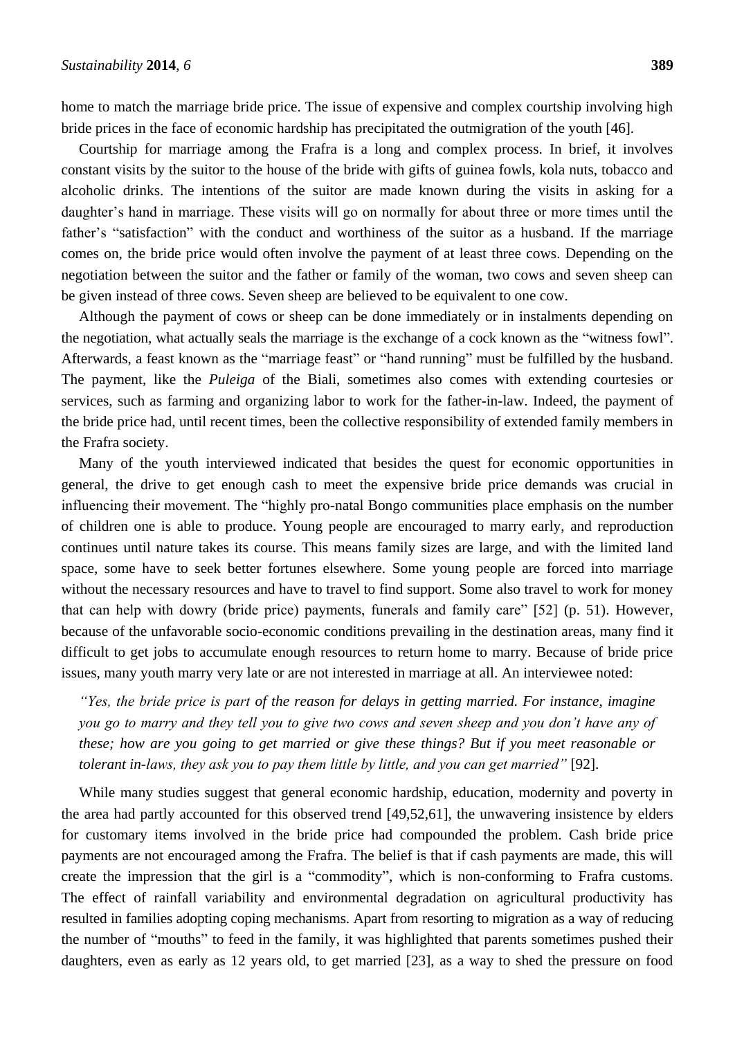home to match the marriage bride price. The issue of expensive and complex courtship involving high bride prices in the face of economic hardship has precipitated the outmigration of the youth [46].

Courtship for marriage among the Frafra is a long and complex process. In brief, it involves constant visits by the suitor to the house of the bride with gifts of guinea fowls, kola nuts, tobacco and alcoholic drinks. The intentions of the suitor are made known during the visits in asking for a daughter's hand in marriage. These visits will go on normally for about three or more times until the father's "satisfaction" with the conduct and worthiness of the suitor as a husband. If the marriage comes on, the bride price would often involve the payment of at least three cows. Depending on the negotiation between the suitor and the father or family of the woman, two cows and seven sheep can be given instead of three cows. Seven sheep are believed to be equivalent to one cow.

Although the payment of cows or sheep can be done immediately or in instalments depending on the negotiation, what actually seals the marriage is the exchange of a cock known as the "witness fowl". Afterwards, a feast known as the "marriage feast" or "hand running" must be fulfilled by the husband. The payment, like the *Puleiga* of the Biali, sometimes also comes with extending courtesies or services, such as farming and organizing labor to work for the father-in-law. Indeed, the payment of the bride price had, until recent times, been the collective responsibility of extended family members in the Frafra society.

Many of the youth interviewed indicated that besides the quest for economic opportunities in general, the drive to get enough cash to meet the expensive bride price demands was crucial in influencing their movement. The "highly pro-natal Bongo communities place emphasis on the number of children one is able to produce. Young people are encouraged to marry early, and reproduction continues until nature takes its course. This means family sizes are large, and with the limited land space, some have to seek better fortunes elsewhere. Some young people are forced into marriage without the necessary resources and have to travel to find support. Some also travel to work for money that can help with dowry (bride price) payments, funerals and family care" [52] (p. 51). However, because of the unfavorable socio-economic conditions prevailing in the destination areas, many find it difficult to get jobs to accumulate enough resources to return home to marry. Because of bride price issues, many youth marry very late or are not interested in marriage at all. An interviewee noted:

> *"Yes, the bride price is part of the reason for delays in getting married. For instance, imagine you go to marry and they tell you to give two cows and seven sheep and you don't have any of these; how are you going to get married or give these things? But if you meet reasonable or tolerant in-laws, they ask you to pay them little by little, and you can get married"* [92].

While many studies suggest that general economic hardship, education, modernity and poverty in the area had partly accounted for this observed trend [49,52,61], the unwavering insistence by elders for customary items involved in the bride price had compounded the problem. Cash bride price payments are not encouraged among the Frafra. The belief is that if cash payments are made, this will create the impression that the girl is a "commodity", which is non-conforming to Frafra customs. The effect of rainfall variability and environmental degradation on agricultural productivity has resulted in families adopting coping mechanisms. Apart from resorting to migration as a way of reducing the number of "mouths" to feed in the family, it was highlighted that parents sometimes pushed their daughters, even as early as 12 years old, to get married [23], as a way to shed the pressure on food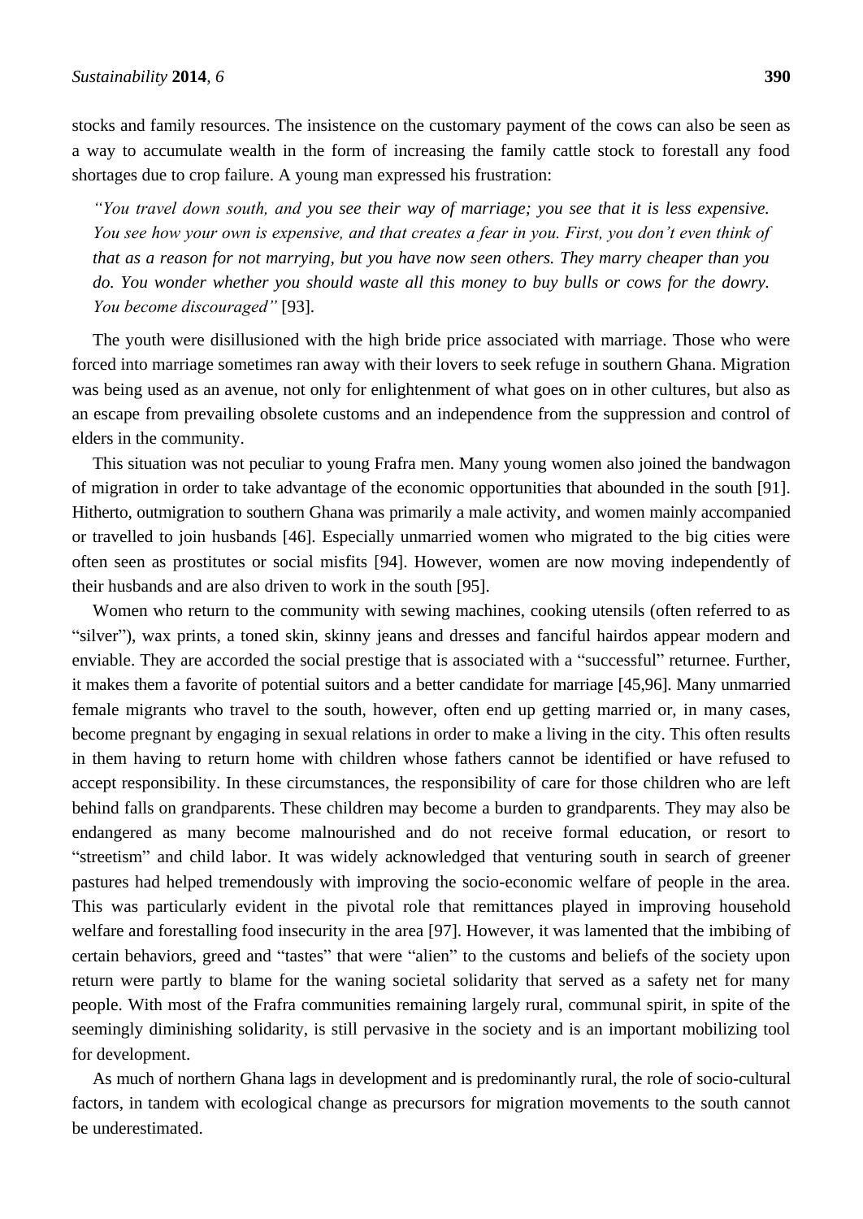stocks and family resources. The insistence on the customary payment of the cows can also be seen as a way to accumulate wealth in the form of increasing the family cattle stock to forestall any food shortages due to crop failure. A young man expressed his frustration:

> *"You travel down south, and you see their way of marriage; you see that it is less expensive. You see how your own is expensive, and that creates a fear in you. First, you don't even think of that as a reason for not marrying, but you have now seen others. They marry cheaper than you do. You wonder whether you should waste all this money to buy bulls or cows for the dowry. You become discouraged"* [93].

The youth were disillusioned with the high bride price associated with marriage. Those who were forced into marriage sometimes ran away with their lovers to seek refuge in southern Ghana. Migration was being used as an avenue, not only for enlightenment of what goes on in other cultures, but also as an escape from prevailing obsolete customs and an independence from the suppression and control of elders in the community.

This situation was not peculiar to young Frafra men. Many young women also joined the bandwagon of migration in order to take advantage of the economic opportunities that abounded in the south [91]. Hitherto, outmigration to southern Ghana was primarily a male activity, and women mainly accompanied or travelled to join husbands [46]. Especially unmarried women who migrated to the big cities were often seen as prostitutes or social misfits [94]. However, women are now moving independently of their husbands and are also driven to work in the south [95].

Women who return to the community with sewing machines, cooking utensils (often referred to as "silver"), wax prints, a toned skin, skinny jeans and dresses and fanciful hairdos appear modern and enviable. They are accorded the social prestige that is associated with a "successful" returnee. Further, it makes them a favorite of potential suitors and a better candidate for marriage [45,96]. Many unmarried female migrants who travel to the south, however, often end up getting married or, in many cases, become pregnant by engaging in sexual relations in order to make a living in the city. This often results in them having to return home with children whose fathers cannot be identified or have refused to accept responsibility. In these circumstances, the responsibility of care for those children who are left behind falls on grandparents. These children may become a burden to grandparents. They may also be endangered as many become malnourished and do not receive formal education, or resort to "streetism" and child labor. It was widely acknowledged that venturing south in search of greener pastures had helped tremendously with improving the socio-economic welfare of people in the area. This was particularly evident in the pivotal role that remittances played in improving household welfare and forestalling food insecurity in the area [97]. However, it was lamented that the imbibing of certain behaviors, greed and "tastes" that were "alien" to the customs and beliefs of the society upon return were partly to blame for the waning societal solidarity that served as a safety net for many people. With most of the Frafra communities remaining largely rural, communal spirit, in spite of the seemingly diminishing solidarity, is still pervasive in the society and is an important mobilizing tool for development.

As much of northern Ghana lags in development and is predominantly rural, the role of socio-cultural factors, in tandem with ecological change as precursors for migration movements to the south cannot be underestimated.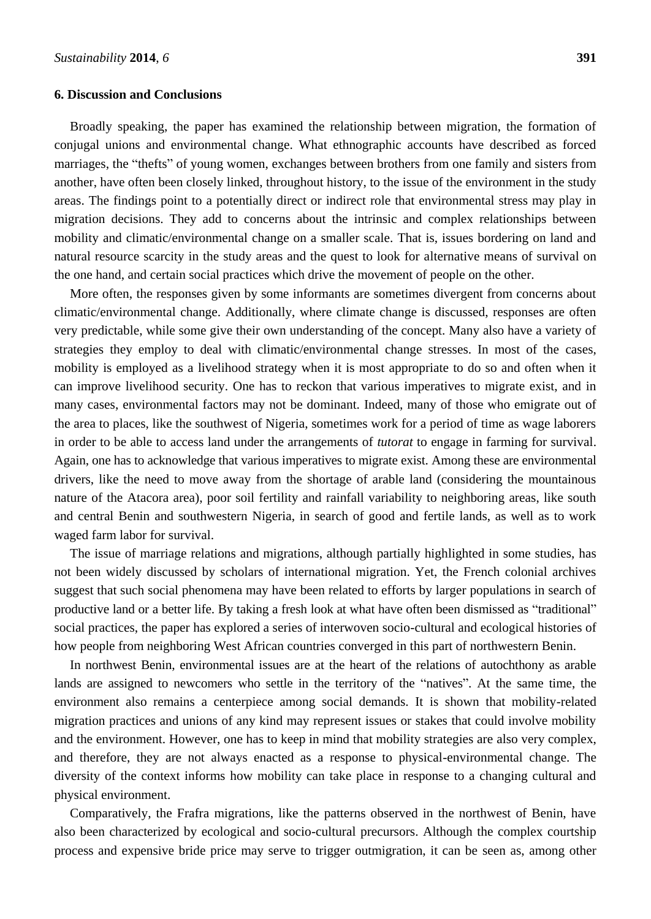## 6. Discussion and Conclusions

Broadly speaking, the paper has examined the relationship between migration, the formation of conjugal unions and environmental change. What ethnographic accounts have described as forced marriages, the "thefts" of young women, exchanges between brothers from one family and sisters from another, have often been closely linked, throughout history, to the issue of the environment in the study areas. The findings point to a potentially direct or indirect role that environmental stress may play in migration decisions. They add to concerns about the intrinsic and complex relationships between mobility and climatic/environmental change on a smaller scale. That is, issues bordering on land and natural resource scarcity in the study areas and the quest to look for alternative means of survival on the one hand, and certain social practices which drive the movement of people on the other.

More often, the responses given by some informants are sometimes divergent from concerns about climatic/environmental change. Additionally, where climate change is discussed, responses are often very predictable, while some give their own understanding of the concept. Many also have a variety of strategies they employ to deal with climatic/environmental change stresses. In most of the cases, mobility is employed as a livelihood strategy when it is most appropriate to do so and often when it can improve livelihood security. One has to reckon that various imperatives to migrate exist, and in many cases, environmental factors may not be dominant. Indeed, many of those who emigrate out of the area to places, like the southwest of Nigeria, sometimes work for a period of time as wage laborers in order to be able to access land under the arrangements of *tutorat* to engage in farming for survival. Again, one has to acknowledge that various imperatives to migrate exist. Among these are environmental drivers, like the need to move away from the shortage of arable land (considering the mountainous nature of the Atacora area), poor soil fertility and rainfall variability to neighboring areas, like south and central Benin and southwestern Nigeria, in search of good and fertile lands, as well as to work waged farm labor for survival.

The issue of marriage relations and migrations, although partially highlighted in some studies, has not been widely discussed by scholars of international migration. Yet, the French colonial archives suggest that such social phenomena may have been related to efforts by larger populations in search of productive land or a better life. By taking a fresh look at what have often been dismissed as "traditional" social practices, the paper has explored a series of interwoven socio-cultural and ecological histories of how people from neighboring West African countries converged in this part of northwestern Benin.

In northwest Benin, environmental issues are at the heart of the relations of autochthony as arable lands are assigned to newcomers who settle in the territory of the "natives". At the same time, the environment also remains a centerpiece among social demands. It is shown that mobility-related migration practices and unions of any kind may represent issues or stakes that could involve mobility and the environment. However, one has to keep in mind that mobility strategies are also very complex, and therefore, they are not always enacted as a response to physical-environmental change. The diversity of the context informs how mobility can take place in response to a changing cultural and physical environment.

Comparatively, the Frafra migrations, like the patterns observed in the northwest of Benin, have also been characterized by ecological and socio-cultural precursors. Although the complex courtship process and expensive bride price may serve to trigger outmigration, it can be seen as, among other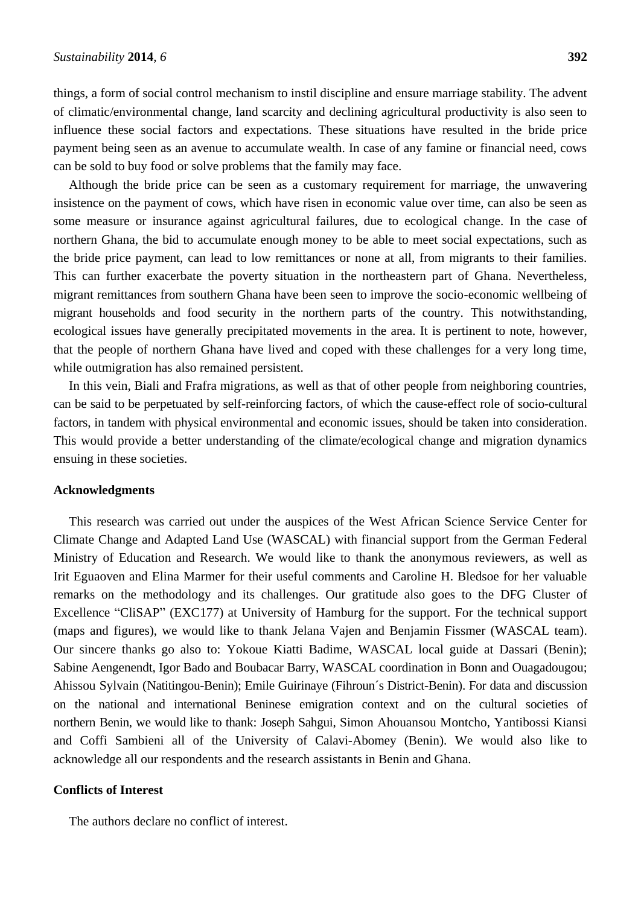things, a form of social control mechanism to instil discipline and ensure marriage stability. The advent of climatic/environmental change, land scarcity and declining agricultural productivity is also seen to influence these social factors and expectations. These situations have resulted in the bride price payment being seen as an avenue to accumulate wealth. In case of any famine or financial need, cows can be sold to buy food or solve problems that the family may face.

Although the bride price can be seen as a customary requirement for marriage, the unwavering insistence on the payment of cows, which have risen in economic value over time, can also be seen as some measure or insurance against agricultural failures, due to ecological change. In the case of northern Ghana, the bid to accumulate enough money to be able to meet social expectations, such as the bride price payment, can lead to low remittances or none at all, from migrants to their families. This can further exacerbate the poverty situation in the northeastern part of Ghana. Nevertheless, migrant remittances from southern Ghana have been seen to improve the socio-economic wellbeing of migrant households and food security in the northern parts of the country. This notwithstanding, ecological issues have generally precipitated movements in the area. It is pertinent to note, however, that the people of northern Ghana have lived and coped with these challenges for a very long time, while outmigration has also remained persistent.

In this vein, Biali and Frafra migrations, as well as that of other people from neighboring countries, can be said to be perpetuated by self-reinforcing factors, of which the cause-effect role of socio-cultural factors, in tandem with physical environmental and economic issues, should be taken into consideration. This would provide a better understanding of the climate/ecological change and migration dynamics ensuing in these societies.

## Acknowledgments

This research was carried out under the auspices of the West African Science Service Center for Climate Change and Adapted Land Use (WASCAL) with financial support from the German Federal Ministry of Education and Research. We would like to thank the anonymous reviewers, as well as Irit Eguaoven and Elina Marmer for their useful comments and Caroline H. Bledsoe for her valuable remarks on the methodology and its challenges. Our gratitude also goes to the DFG Cluster of Excellence "CliSAP" (EXC177) at University of Hamburg for the support. For the technical support (maps and figures), we would like to thank Jelana Vajen and Benjamin Fissmer (WASCAL team). Our sincere thanks go also to: Yokoue Kiatti Badime, WASCAL local guide at Dassari (Benin); Sabine Aengenendt, Igor Bado and Boubacar Barry, WASCAL coordination in Bonn and Ouagadougou; Ahissou Sylvain (Natitingou-Benin); Emile Guirinaye (Fihroun´s District-Benin). For data and discussion on the national and international Beninese emigration context and on the cultural societies of northern Benin, we would like to thank: Joseph Sahgui, Simon Ahouansou Montcho, Yantibossi Kiansi and Coffi Sambieni all of the University of Calavi-Abomey (Benin). We would also like to acknowledge all our respondents and the research assistants in Benin and Ghana.

## Conflicts of Interest

The authors declare no conflict of interest.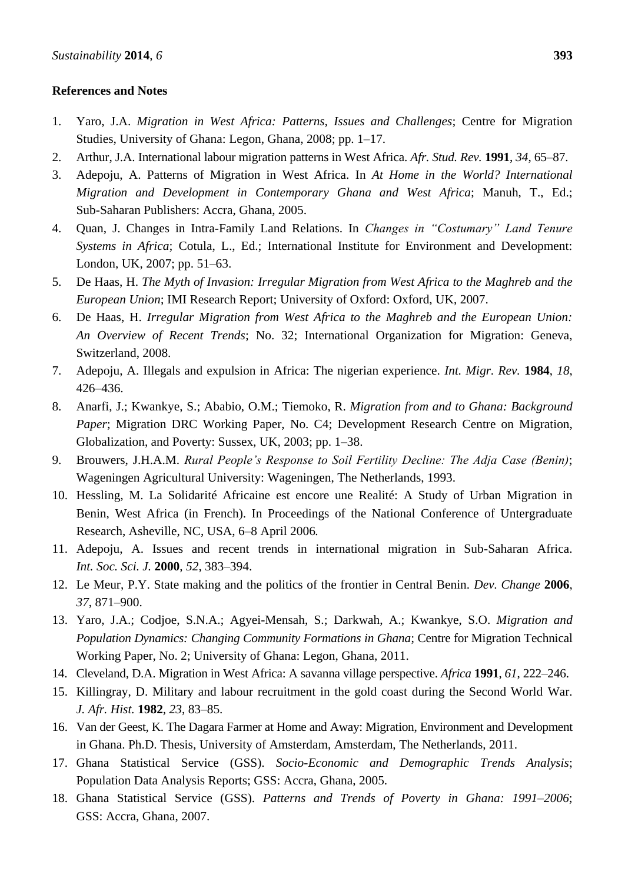## References and Notes

1. Yaro, J.A. *Migration in West Africa: Patterns, Issues and Challenges*; Centre for Migration Studies, University of Ghana: Legon, Ghana, 2008; pp. 1–17.
2. Arthur, J.A. International labour migration patterns in West Africa. *Afr. Stud. Rev.* **1991**, *34*, 65–87.
3. Adepoju, A. Patterns of Migration in West Africa. In *At Home in the World? International Migration and Development in Contemporary Ghana and West Africa*; Manuh, T., Ed.; Sub-Saharan Publishers: Accra, Ghana, 2005.
4. Quan, J. Changes in Intra-Family Land Relations. In *Changes in "Costumary" Land Tenure Systems in Africa*; Cotula, L., Ed.; International Institute for Environment and Development: London, UK, 2007; pp. 51–63.
5. De Haas, H. *The Myth of Invasion: Irregular Migration from West Africa to the Maghreb and the European Union*; IMI Research Report; University of Oxford: Oxford, UK, 2007.
6. De Haas, H. *Irregular Migration from West Africa to the Maghreb and the European Union: An Overview of Recent Trends*; No. 32; International Organization for Migration: Geneva, Switzerland, 2008.
7. Adepoju, A. Illegals and expulsion in Africa: The nigerian experience. *Int. Migr. Rev.* **1984**, *18*, 426–436.
8. Anarfi, J.; Kwankye, S.; Ababio, O.M.; Tiemoko, R. *Migration from and to Ghana: Background Paper*; Migration DRC Working Paper, No. C4; Development Research Centre on Migration, Globalization, and Poverty: Sussex, UK, 2003; pp. 1–38.
9. Brouwers, J.H.A.M. *Rural People's Response to Soil Fertility Decline: The Adja Case (Benin)*; Wageningen Agricultural University: Wageningen, The Netherlands, 1993.
10. Hessling, M. La Solidarité Africaine est encore une Realité: A Study of Urban Migration in Benin, West Africa (in French). In Proceedings of the National Conference of Untergraduate Research, Asheville, NC, USA, 6–8 April 2006.
11. Adepoju, A. Issues and recent trends in international migration in Sub-Saharan Africa. *Int. Soc. Sci. J.* **2000**, *52*, 383–394.
12. Le Meur, P.Y. State making and the politics of the frontier in Central Benin. *Dev. Change* **2006**, *37*, 871–900.
13. Yaro, J.A.; Codjoe, S.N.A.; Agyei-Mensah, S.; Darkwah, A.; Kwankye, S.O. *Migration and Population Dynamics: Changing Community Formations in Ghana*; Centre for Migration Technical Working Paper, No. 2; University of Ghana: Legon, Ghana, 2011.
14. Cleveland, D.A. Migration in West Africa: A savanna village perspective. *Africa* **1991**, *61*, 222–246.
15. Killingray, D. Military and labour recruitment in the gold coast during the Second World War. *J. Afr. Hist.* **1982**, *23*, 83–85.
16. Van der Geest, K. The Dagara Farmer at Home and Away: Migration, Environment and Development in Ghana. Ph.D. Thesis, University of Amsterdam, Amsterdam, The Netherlands, 2011.
17. Ghana Statistical Service (GSS). *Socio-Economic and Demographic Trends Analysis*; Population Data Analysis Reports; GSS: Accra, Ghana, 2005.
18. Ghana Statistical Service (GSS). *Patterns and Trends of Poverty in Ghana: 1991–2006*; GSS: Accra, Ghana, 2007.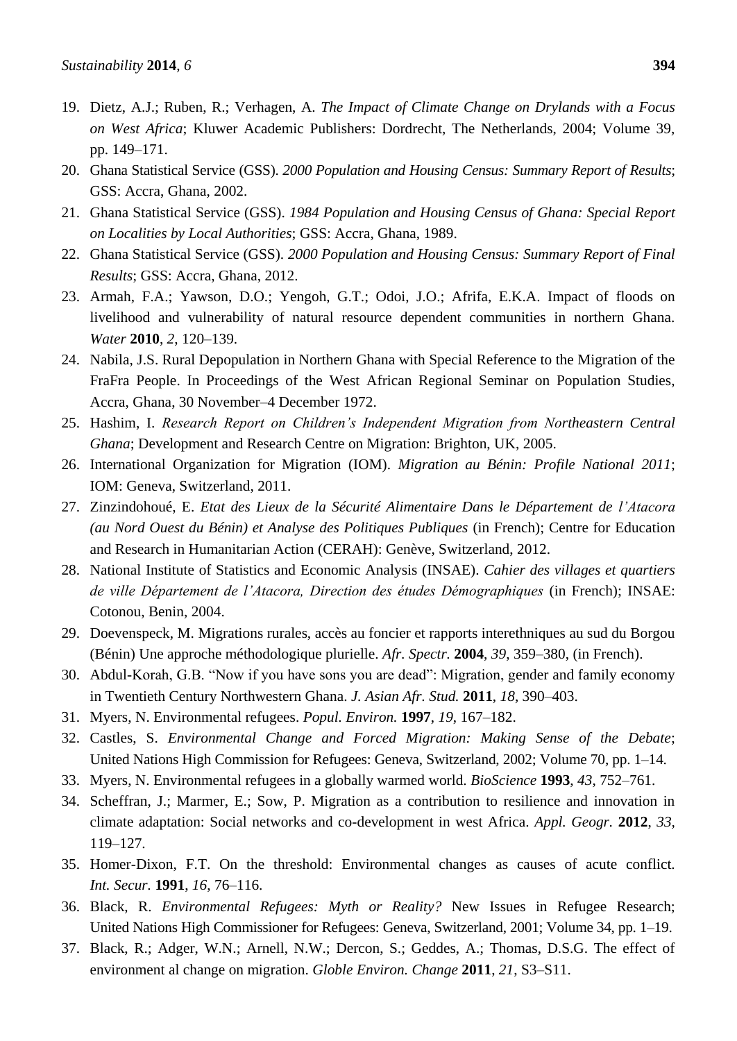19. Dietz, A.J.; Ruben, R.; Verhagen, A. *The Impact of Climate Change on Drylands with a Focus on West Africa*; Kluwer Academic Publishers: Dordrecht, The Netherlands, 2004; Volume 39, pp. 149–171.
20. Ghana Statistical Service (GSS). *2000 Population and Housing Census: Summary Report of Results*; GSS: Accra, Ghana, 2002.
21. Ghana Statistical Service (GSS). *1984 Population and Housing Census of Ghana: Special Report on Localities by Local Authorities*; GSS: Accra, Ghana, 1989.
22. Ghana Statistical Service (GSS). *2000 Population and Housing Census: Summary Report of Final Results*; GSS: Accra, Ghana, 2012.
23. Armah, F.A.; Yawson, D.O.; Yengoh, G.T.; Odoi, J.O.; Afrifa, E.K.A. Impact of floods on livelihood and vulnerability of natural resource dependent communities in northern Ghana. *Water* **2010**, *2*, 120–139.
24. Nabila, J.S. Rural Depopulation in Northern Ghana with Special Reference to the Migration of the FraFra People. In Proceedings of the West African Regional Seminar on Population Studies, Accra, Ghana, 30 November–4 December 1972.
25. Hashim, I. *Research Report on Children's Independent Migration from Northeastern Central Ghana*; Development and Research Centre on Migration: Brighton, UK, 2005.
26. International Organization for Migration (IOM). *Migration au Bénin: Profile National 2011*; IOM: Geneva, Switzerland, 2011.
27. Zinzindohoué, E. *Etat des Lieux de la Sécurité Alimentaire Dans le Département de l'Atacora (au Nord Ouest du Bénin) et Analyse des Politiques Publiques* (in French); Centre for Education and Research in Humanitarian Action (CERAH): Genève, Switzerland, 2012.
28. National Institute of Statistics and Economic Analysis (INSAE). *Cahier des villages et quartiers de ville Département de l'Atacora, Direction des études Démographiques* (in French); INSAE: Cotonou, Benin, 2004.
29. Doevenspeck, M. Migrations rurales, accès au foncier et rapports interethniques au sud du Borgou (Bénin) Une approche méthodologique plurielle. *Afr. Spectr.* **2004**, *39*, 359–380, (in French).
30. Abdul-Korah, G.B. "Now if you have sons you are dead": Migration, gender and family economy in Twentieth Century Northwestern Ghana. *J. Asian Afr. Stud.* **2011**, *18*, 390–403.
31. Myers, N. Environmental refugees. *Popul. Environ.* **1997**, *19*, 167–182.
32. Castles, S. *Environmental Change and Forced Migration: Making Sense of the Debate*; United Nations High Commission for Refugees: Geneva, Switzerland, 2002; Volume 70, pp. 1–14.
33. Myers, N. Environmental refugees in a globally warmed world. *BioScience* **1993**, *43*, 752–761.
34. Scheffran, J.; Marmer, E.; Sow, P. Migration as a contribution to resilience and innovation in climate adaptation: Social networks and co-development in west Africa. *Appl. Geogr.* **2012**, *33*, 119–127.
35. Homer-Dixon, F.T. On the threshold: Environmental changes as causes of acute conflict. *Int. Secur.* **1991**, *16*, 76–116.
36. Black, R. *Environmental Refugees: Myth or Reality?* New Issues in Refugee Research; United Nations High Commissioner for Refugees: Geneva, Switzerland, 2001; Volume 34, pp. 1–19.
37. Black, R.; Adger, W.N.; Arnell, N.W.; Dercon, S.; Geddes, A.; Thomas, D.S.G. The effect of environment al change on migration. *Globle Environ. Change* **2011**, *21*, S3–S11.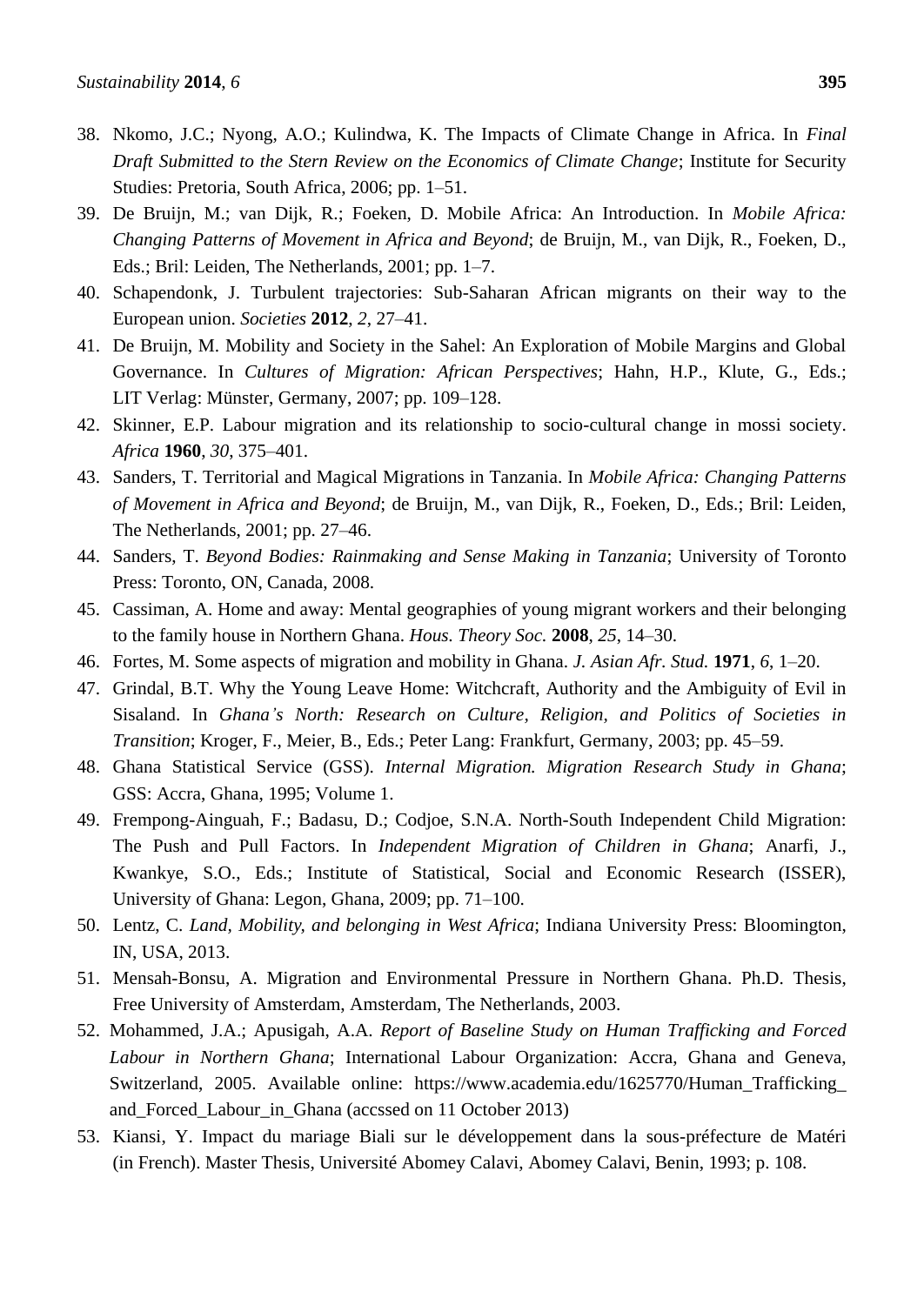38. Nkomo, J.C.; Nyong, A.O.; Kulindwa, K. The Impacts of Climate Change in Africa. In *Final Draft Submitted to the Stern Review on the Economics of Climate Change*; Institute for Security Studies: Pretoria, South Africa, 2006; pp. 1–51.
39. De Bruijn, M.; van Dijk, R.; Foeken, D. Mobile Africa: An Introduction. In *Mobile Africa: Changing Patterns of Movement in Africa and Beyond*; de Bruijn, M., van Dijk, R., Foeken, D., Eds.; Bril: Leiden, The Netherlands, 2001; pp. 1–7.
40. Schapendonk, J. Turbulent trajectories: Sub-Saharan African migrants on their way to the European union. *Societies* **2012**, *2*, 27–41.
41. De Bruijn, M. Mobility and Society in the Sahel: An Exploration of Mobile Margins and Global Governance. In *Cultures of Migration: African Perspectives*; Hahn, H.P., Klute, G., Eds.; LIT Verlag: Münster, Germany, 2007; pp. 109–128.
42. Skinner, E.P. Labour migration and its relationship to socio-cultural change in mossi society. *Africa* **1960**, *30*, 375–401.
43. Sanders, T. Territorial and Magical Migrations in Tanzania. In *Mobile Africa: Changing Patterns of Movement in Africa and Beyond*; de Bruijn, M., van Dijk, R., Foeken, D., Eds.; Bril: Leiden, The Netherlands, 2001; pp. 27–46.
44. Sanders, T. *Beyond Bodies: Rainmaking and Sense Making in Tanzania*; University of Toronto Press: Toronto, ON, Canada, 2008.
45. Cassiman, A. Home and away: Mental geographies of young migrant workers and their belonging to the family house in Northern Ghana. *Hous. Theory Soc.* **2008**, *25*, 14–30.
46. Fortes, M. Some aspects of migration and mobility in Ghana. *J. Asian Afr. Stud.* **1971**, *6*, 1–20.
47. Grindal, B.T. Why the Young Leave Home: Witchcraft, Authority and the Ambiguity of Evil in Sisaland. In *Ghana's North: Research on Culture, Religion, and Politics of Societies in Transition*; Kroger, F., Meier, B., Eds.; Peter Lang: Frankfurt, Germany, 2003; pp. 45–59.
48. Ghana Statistical Service (GSS). *Internal Migration. Migration Research Study in Ghana*; GSS: Accra, Ghana, 1995; Volume 1.
49. Frempong-Ainguah, F.; Badasu, D.; Codjoe, S.N.A. North-South Independent Child Migration: The Push and Pull Factors. In *Independent Migration of Children in Ghana*; Anarfi, J., Kwankye, S.O., Eds.; Institute of Statistical, Social and Economic Research (ISSER), University of Ghana: Legon, Ghana, 2009; pp. 71–100.
50. Lentz, C. *Land, Mobility, and belonging in West Africa*; Indiana University Press: Bloomington, IN, USA, 2013.
51. Mensah-Bonsu, A. Migration and Environmental Pressure in Northern Ghana. Ph.D. Thesis, Free University of Amsterdam, Amsterdam, The Netherlands, 2003.
52. Mohammed, J.A.; Apusigah, A.A. *Report of Baseline Study on Human Trafficking and Forced Labour in Northern Ghana*; International Labour Organization: Accra, Ghana and Geneva, Switzerland, 2005. Available online: https://www.academia.edu/1625770/Human_Trafficking_and_Forced_Labour_in_Ghana (accssed on 11 October 2013)
53. Kiansi, Y. Impact du mariage Biali sur le développement dans la sous-préfecture de Matéri (in French). Master Thesis, Université Abomey Calavi, Abomey Calavi, Benin, 1993; p. 108.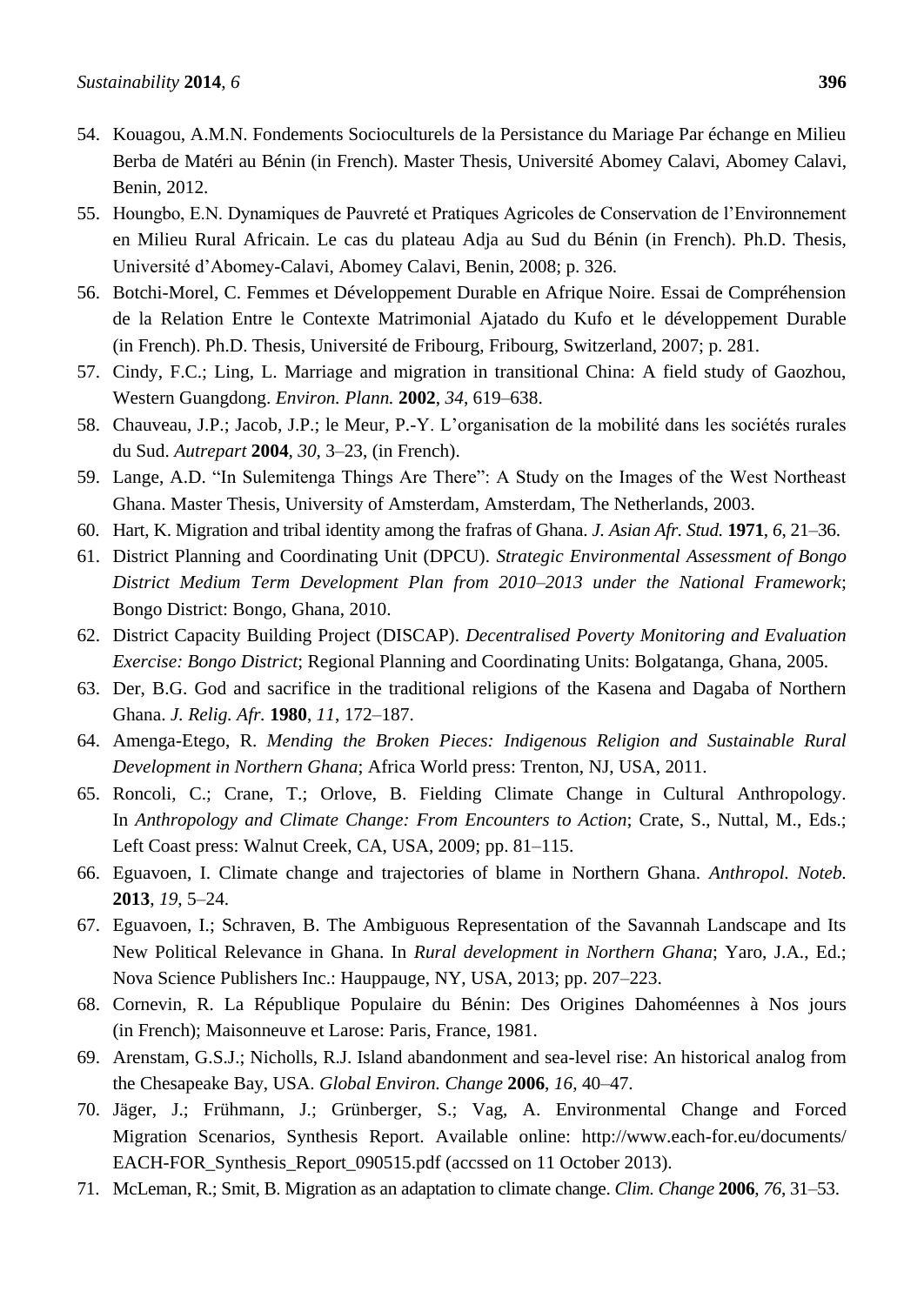54. Kouagou, A.M.N. Fondements Socioculturels de la Persistance du Mariage Par échange en Milieu Berba de Matéri au Bénin (in French). Master Thesis, Université Abomey Calavi, Abomey Calavi, Benin, 2012.
55. Houngbo, E.N. Dynamiques de Pauvreté et Pratiques Agricoles de Conservation de l'Environnement en Milieu Rural Africain. Le cas du plateau Adja au Sud du Bénin (in French). Ph.D. Thesis, Université d'Abomey-Calavi, Abomey Calavi, Benin, 2008; p. 326.
56. Botchi-Morel, C. Femmes et Développement Durable en Afrique Noire. Essai de Compréhension de la Relation Entre le Contexte Matrimonial Ajatado du Kufo et le développement Durable (in French). Ph.D. Thesis, Université de Fribourg, Fribourg, Switzerland, 2007; p. 281.
57. Cindy, F.C.; Ling, L. Marriage and migration in transitional China: A field study of Gaozhou, Western Guangdong. *Environ. Plann.* **2002**, *34*, 619–638.
58. Chauveau, J.P.; Jacob, J.P.; le Meur, P.-Y. L'organisation de la mobilité dans les sociétés rurales du Sud. *Autrepart* **2004**, *30*, 3–23, (in French).
59. Lange, A.D. "In Sulemitenga Things Are There": A Study on the Images of the West Northeast Ghana. Master Thesis, University of Amsterdam, Amsterdam, The Netherlands, 2003.
60. Hart, K. Migration and tribal identity among the frafras of Ghana. *J. Asian Afr. Stud.* **1971**, *6*, 21–36.
61. District Planning and Coordinating Unit (DPCU). *Strategic Environmental Assessment of Bongo District Medium Term Development Plan from 2010–2013 under the National Framework*; Bongo District: Bongo, Ghana, 2010.
62. District Capacity Building Project (DISCAP). *Decentralised Poverty Monitoring and Evaluation Exercise: Bongo District*; Regional Planning and Coordinating Units: Bolgatanga, Ghana, 2005.
63. Der, B.G. God and sacrifice in the traditional religions of the Kasena and Dagaba of Northern Ghana. *J. Relig. Afr.* **1980**, *11*, 172–187.
64. Amenga-Etego, R. *Mending the Broken Pieces: Indigenous Religion and Sustainable Rural Development in Northern Ghana*; Africa World press: Trenton, NJ, USA, 2011.
65. Roncoli, C.; Crane, T.; Orlove, B. Fielding Climate Change in Cultural Anthropology. In *Anthropology and Climate Change: From Encounters to Action*; Crate, S., Nuttal, M., Eds.; Left Coast press: Walnut Creek, CA, USA, 2009; pp. 81–115.
66. Eguavoen, I. Climate change and trajectories of blame in Northern Ghana. *Anthropol. Noteb.* **2013**, *19*, 5–24.
67. Eguavoen, I.; Schraven, B. The Ambiguous Representation of the Savannah Landscape and Its New Political Relevance in Ghana. In *Rural development in Northern Ghana*; Yaro, J.A., Ed.; Nova Science Publishers Inc.: Hauppauge, NY, USA, 2013; pp. 207–223.
68. Cornevin, R. La République Populaire du Bénin: Des Origines Dahoméennes à Nos jours (in French); Maisonneuve et Larose: Paris, France, 1981.
69. Arenstam, G.S.J.; Nicholls, R.J. Island abandonment and sea-level rise: An historical analog from the Chesapeake Bay, USA. *Global Environ. Change* **2006**, *16*, 40–47.
70. Jäger, J.; Frühmann, J.; Grünberger, S.; Vag, A. Environmental Change and Forced Migration Scenarios, Synthesis Report. Available online: http://www.each-for.eu/documents/EACH-FOR_Synthesis_Report_090515.pdf (accssed on 11 October 2013).
71. McLeman, R.; Smit, B. Migration as an adaptation to climate change. *Clim. Change* **2006**, *76*, 31–53.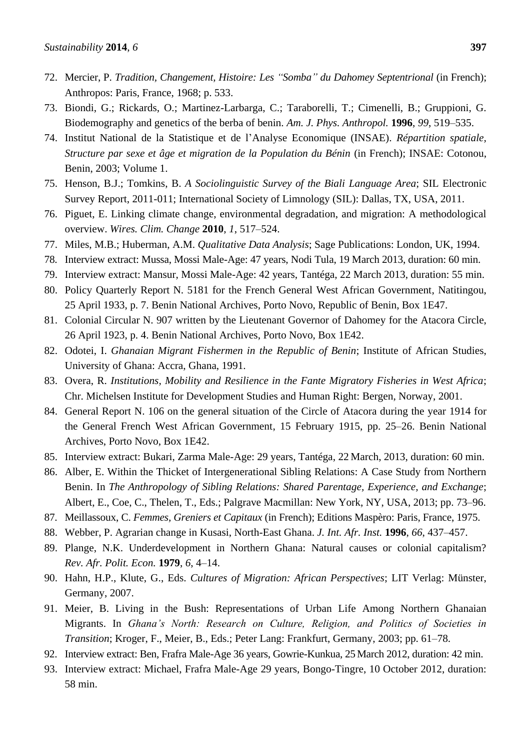72. Mercier, P. *Tradition, Changement, Histoire: Les "Somba" du Dahomey Septentrional* (in French); Anthropos: Paris, France, 1968; p. 533.
73. Biondi, G.; Rickards, O.; Martinez-Larbarga, C.; Taraborelli, T.; Cimenelli, B.; Gruppioni, G. Biodemography and genetics of the berba of benin. *Am. J. Phys. Anthropol.* **1996**, *99*, 519–535.
74. Institut National de la Statistique et de l'Analyse Economique (INSAE). *Répartition spatiale, Structure par sexe et âge et migration de la Population du Bénin* (in French); INSAE: Cotonou, Benin, 2003; Volume 1.
75. Henson, B.J.; Tomkins, B. *A Sociolinguistic Survey of the Biali Language Area*; SIL Electronic Survey Report, 2011-011; International Society of Limnology (SIL): Dallas, TX, USA, 2011.
76. Piguet, E. Linking climate change, environmental degradation, and migration: A methodological overview. *Wires. Clim. Change* **2010**, *1*, 517–524.
77. Miles, M.B.; Huberman, A.M. *Qualitative Data Analysis*; Sage Publications: London, UK, 1994.
78. Interview extract: Mussa, Mossi Male-Age: 47 years, Nodi Tula, 19 March 2013, duration: 60 min.
79. Interview extract: Mansur, Mossi Male-Age: 42 years, Tantéga, 22 March 2013, duration: 55 min.
80. Policy Quarterly Report N. 5181 for the French General West African Government, Natitingou, 25 April 1933, p. 7. Benin National Archives, Porto Novo, Republic of Benin, Box 1E47.
81. Colonial Circular N. 907 written by the Lieutenant Governor of Dahomey for the Atacora Circle, 26 April 1923, p. 4. Benin National Archives, Porto Novo, Box 1E42.
82. Odotei, I. *Ghanaian Migrant Fishermen in the Republic of Benin*; Institute of African Studies, University of Ghana: Accra, Ghana, 1991.
83. Overa, R. *Institutions, Mobility and Resilience in the Fante Migratory Fisheries in West Africa*; Chr. Michelsen Institute for Development Studies and Human Right: Bergen, Norway, 2001.
84. General Report N. 106 on the general situation of the Circle of Atacora during the year 1914 for the General French West African Government, 15 February 1915, pp. 25–26. Benin National Archives, Porto Novo, Box 1E42.
85. Interview extract: Bukari, Zarma Male-Age: 29 years, Tantéga, 22 March, 2013, duration: 60 min.
86. Alber, E. Within the Thicket of Intergenerational Sibling Relations: A Case Study from Northern Benin. In *The Anthropology of Sibling Relations: Shared Parentage, Experience, and Exchange*; Albert, E., Coe, C., Thelen, T., Eds.; Palgrave Macmillan: New York, NY, USA, 2013; pp. 73–96.
87. Meillassoux, C. *Femmes, Greniers et Capitaux* (in French); Editions Maspèro: Paris, France, 1975.
88. Webber, P. Agrarian change in Kusasi, North-East Ghana. *J. Int. Afr. Inst.* **1996**, *66*, 437–457.
89. Plange, N.K. Underdevelopment in Northern Ghana: Natural causes or colonial capitalism? *Rev. Afr. Polit. Econ.* **1979**, *6*, 4–14.
90. Hahn, H.P., Klute, G., Eds. *Cultures of Migration: African Perspectives*; LIT Verlag: Münster, Germany, 2007.
91. Meier, B. Living in the Bush: Representations of Urban Life Among Northern Ghanaian Migrants. In *Ghana's North: Research on Culture, Religion, and Politics of Societies in Transition*; Kroger, F., Meier, B., Eds.; Peter Lang: Frankfurt, Germany, 2003; pp. 61–78.
92. Interview extract: Ben, Frafra Male-Age 36 years, Gowrie-Kunkua, 25 March 2012, duration: 42 min.
93. Interview extract: Michael, Frafra Male-Age 29 years, Bongo-Tingre, 10 October 2012, duration: 58 min.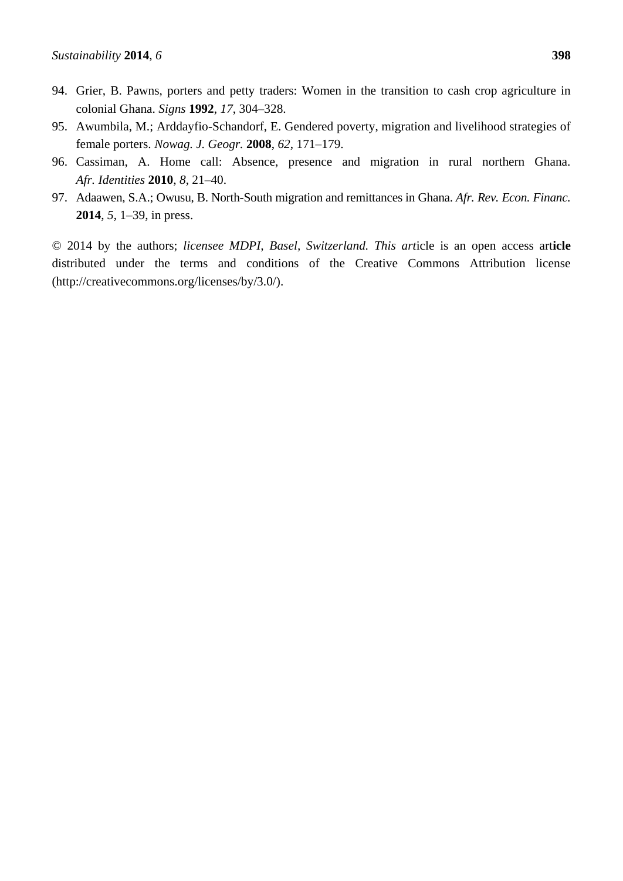94. Grier, B. Pawns, porters and petty traders: Women in the transition to cash crop agriculture in colonial Ghana. *Signs* **1992**, *17*, 304–328.
95. Awumbila, M.; Arddayfio-Schandorf, E. Gendered poverty, migration and livelihood strategies of female porters. *Nowag. J. Geogr.* **2008**, *62*, 171–179.
96. Cassiman, A. Home call: Absence, presence and migration in rural northern Ghana. *Afr. Identities* **2010**, *8*, 21–40.
97. Adaawen, S.A.; Owusu, B. North-South migration and remittances in Ghana. *Afr. Rev. Econ. Financ.* **2014**, *5*, 1–39, in press.

© 2014 by the authors; *licensee MDPI, Basel, Switzerland. This art*icle is an open access art**icle** distributed under the terms and conditions of the Creative Commons Attribution license (http://creativecommons.org/licenses/by/3.0/).